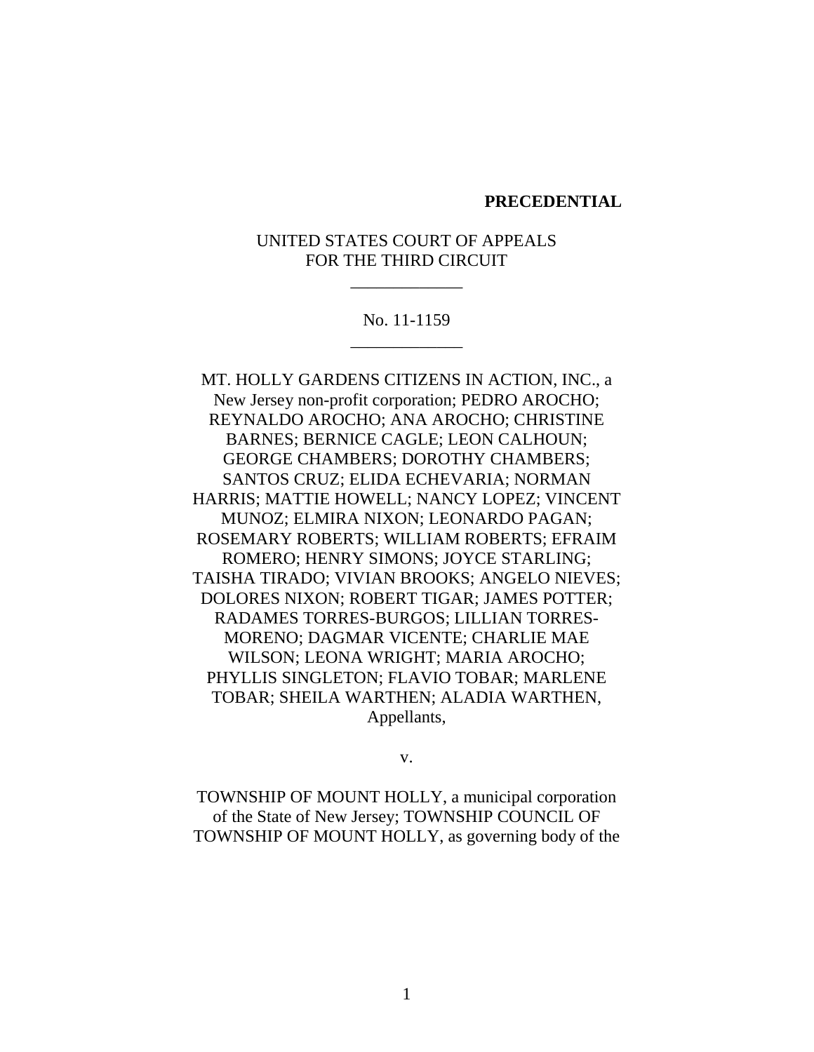**PRECEDENTIAL**

UNITED STATES COURT OF APPEALS
FOR THE THIRD CIRCUIT

\_\_\_\_\_\_\_\_\_\_\_\_\_

No. 11-1159

\_\_\_\_\_\_\_\_\_\_\_\_\_

MT. HOLLY GARDENS CITIZENS IN ACTION, INC., a New Jersey non-profit corporation; PEDRO AROCHO; REYNALDO AROCHO; ANA AROCHO; CHRISTINE BARNES; BERNICE CAGLE; LEON CALHOUN; GEORGE CHAMBERS; DOROTHY CHAMBERS; SANTOS CRUZ; ELIDA ECHEVARIA; NORMAN HARRIS; MATTIE HOWELL; NANCY LOPEZ; VINCENT MUNOZ; ELMIRA NIXON; LEONARDO PAGAN; ROSEMARY ROBERTS; WILLIAM ROBERTS; EFRAIM ROMERO; HENRY SIMONS; JOYCE STARLING; TAISHA TIRADO; VIVIAN BROOKS; ANGELO NIEVES; DOLORES NIXON; ROBERT TIGAR; JAMES POTTER; RADAMES TORRES-BURGOS; LILLIAN TORRES-MORENO; DAGMAR VICENTE; CHARLIE MAE WILSON; LEONA WRIGHT; MARIA AROCHO; PHYLLIS SINGLETON; FLAVIO TOBAR; MARLENE TOBAR; SHEILA WARTHEN; ALADIA WARTHEN,
Appellants,

v.

TOWNSHIP OF MOUNT HOLLY, a municipal corporation of the State of New Jersey; TOWNSHIP COUNCIL OF TOWNSHIP OF MOUNT HOLLY, as governing body of the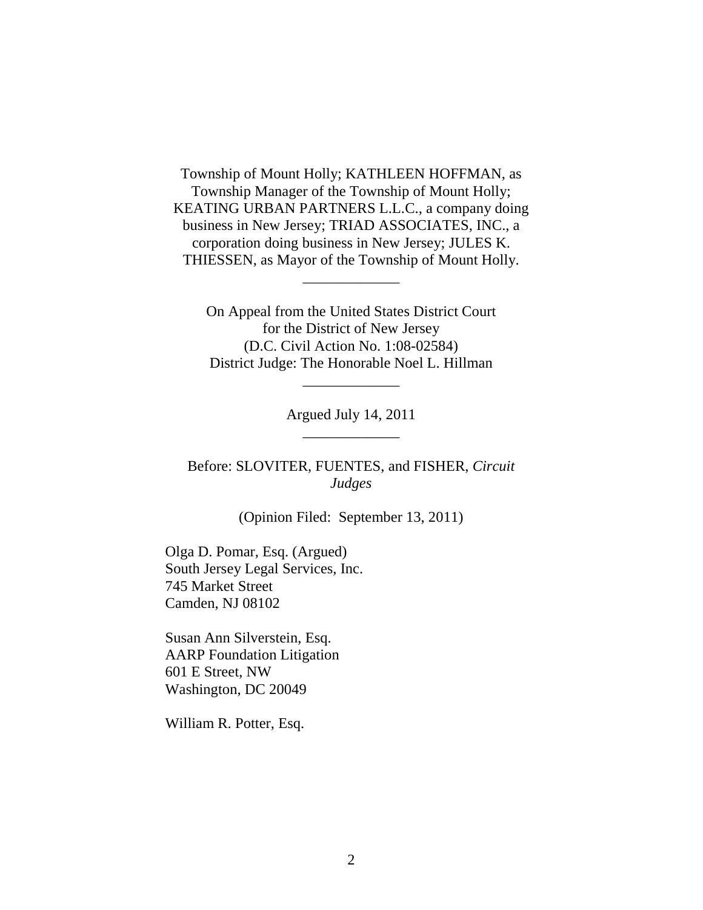Township of Mount Holly; KATHLEEN HOFFMAN, as Township Manager of the Township of Mount Holly; KEATING URBAN PARTNERS L.L.C., a company doing business in New Jersey; TRIAD ASSOCIATES, INC., a corporation doing business in New Jersey; JULES K. THIESSEN, as Mayor of the Township of Mount Holly.

_____________

On Appeal from the United States District Court
for the District of New Jersey
(D.C. Civil Action No. 1:08-02584)
District Judge: The Honorable Noel L. Hillman

_____________

Argued July 14, 2011

_____________

Before: SLOVITER, FUENTES, and FISHER, *Circuit Judges*

(Opinion Filed: September 13, 2011)

Olga D. Pomar, Esq. (Argued)
South Jersey Legal Services, Inc.
745 Market Street
Camden, NJ 08102

Susan Ann Silverstein, Esq.
AARP Foundation Litigation
601 E Street, NW
Washington, DC 20049

William R. Potter, Esq.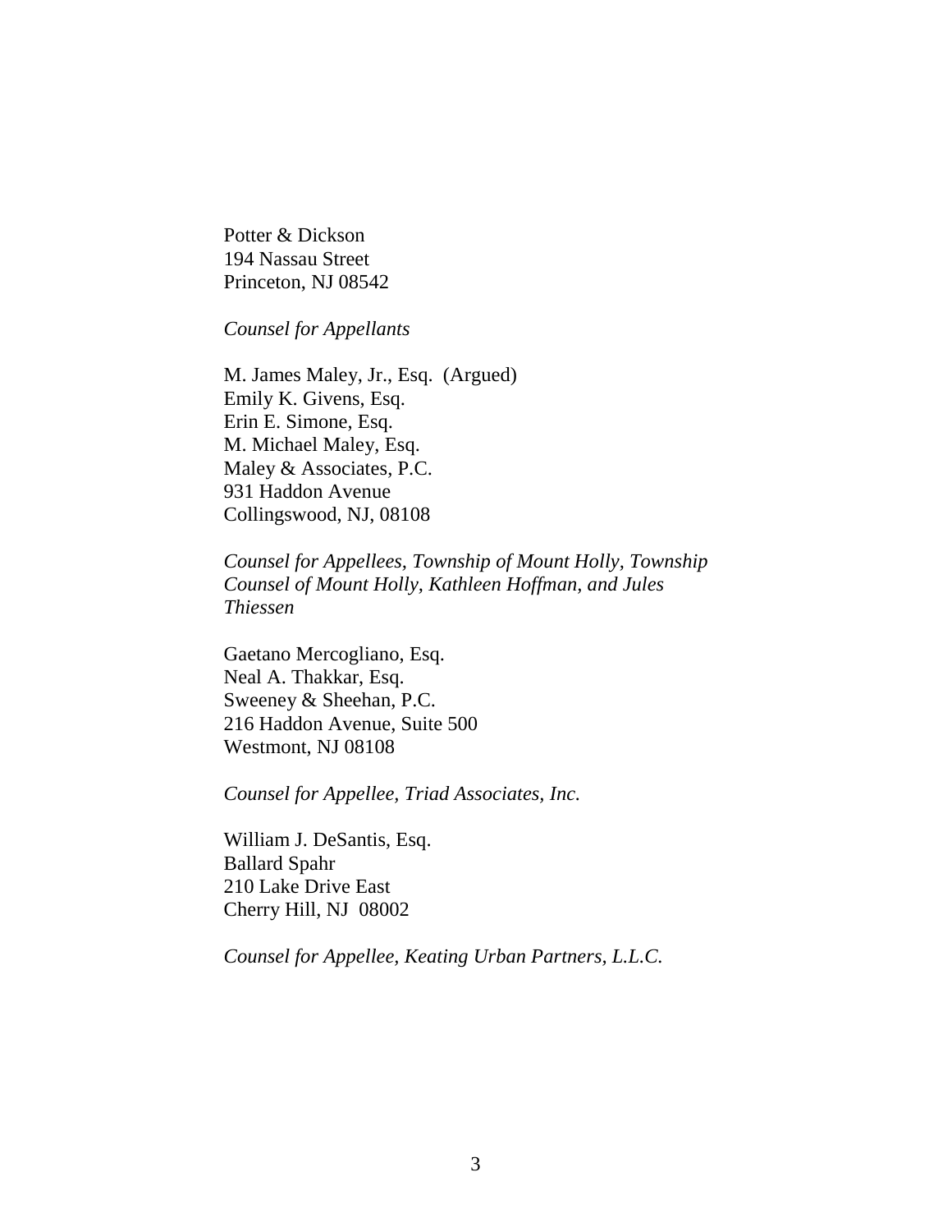Potter & Dickson
194 Nassau Street
Princeton, NJ 08542

*Counsel for Appellants*

M. James Maley, Jr., Esq. (Argued)
Emily K. Givens, Esq.
Erin E. Simone, Esq.
M. Michael Maley, Esq.
Maley & Associates, P.C.
931 Haddon Avenue
Collingswood, NJ, 08108

*Counsel for Appellees, Township of Mount Holly, Township Counsel of Mount Holly, Kathleen Hoffman, and Jules Thiessen*

Gaetano Mercogliano, Esq.
Neal A. Thakkar, Esq.
Sweeney & Sheehan, P.C.
216 Haddon Avenue, Suite 500
Westmont, NJ 08108

*Counsel for Appellee, Triad Associates, Inc.*

William J. DeSantis, Esq.
Ballard Spahr
210 Lake Drive East
Cherry Hill, NJ 08002

*Counsel for Appellee, Keating Urban Partners, L.L.C.*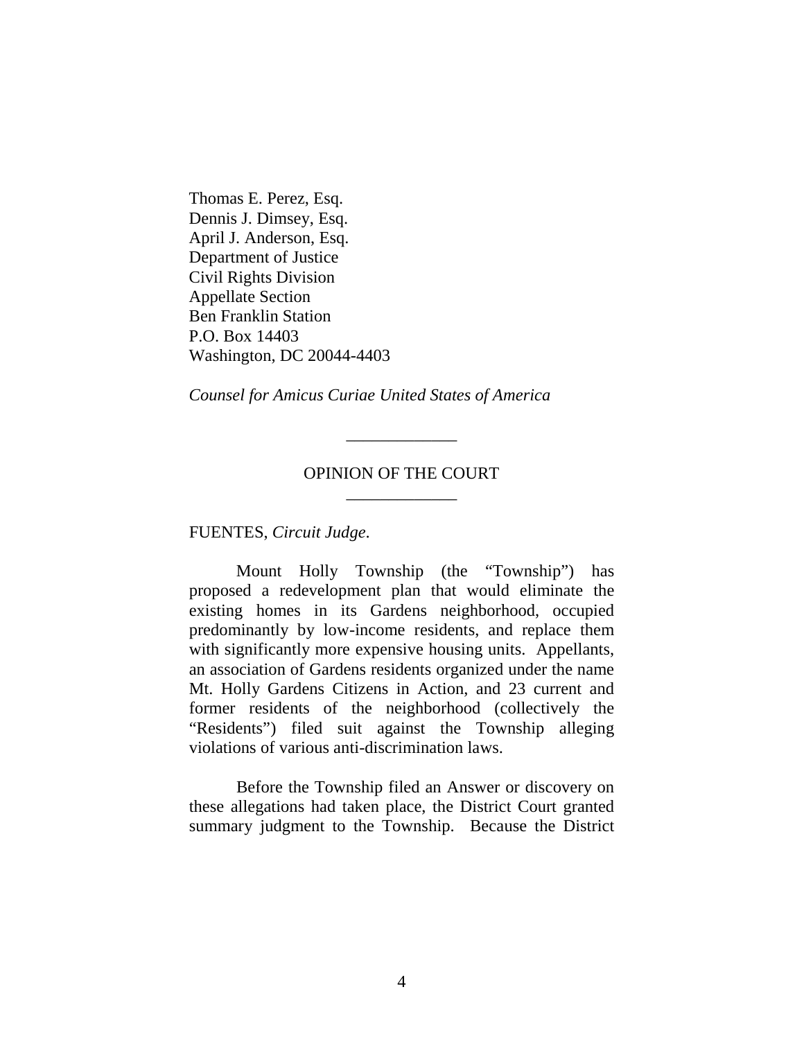Thomas E. Perez, Esq.
Dennis J. Dimsey, Esq.
April J. Anderson, Esq.
Department of Justice
Civil Rights Division
Appellate Section
Ben Franklin Station
P.O. Box 14403
Washington, DC 20044-4403

*Counsel for Amicus Curiae United States of America*

---

OPINION OF THE COURT

---

FUENTES, *Circuit Judge*.

Mount Holly Township (the "Township") has proposed a redevelopment plan that would eliminate the existing homes in its Gardens neighborhood, occupied predominantly by low-income residents, and replace them with significantly more expensive housing units. Appellants, an association of Gardens residents organized under the name Mt. Holly Gardens Citizens in Action, and 23 current and former residents of the neighborhood (collectively the "Residents") filed suit against the Township alleging violations of various anti-discrimination laws.

Before the Township filed an Answer or discovery on these allegations had taken place, the District Court granted summary judgment to the Township. Because the District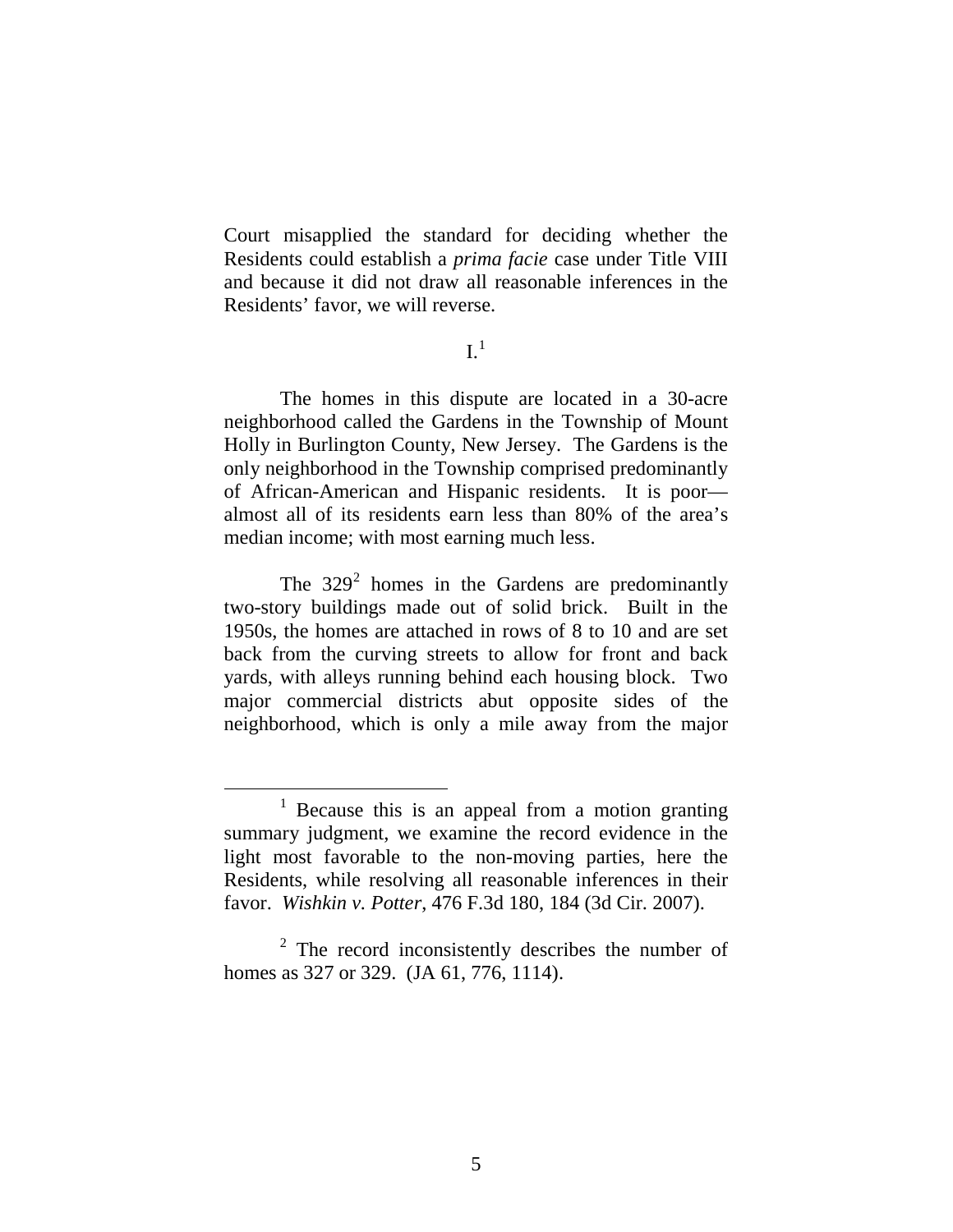Court misapplied the standard for deciding whether the Residents could establish a *prima facie* case under Title VIII and because it did not draw all reasonable inferences in the Residents' favor, we will reverse.

I.[1]

The homes in this dispute are located in a 30-acre neighborhood called the Gardens in the Township of Mount Holly in Burlington County, New Jersey. The Gardens is the only neighborhood in the Township comprised predominantly of African-American and Hispanic residents. It is poor—almost all of its residents earn less than 80% of the area's median income; with most earning much less.

The 329[2] homes in the Gardens are predominantly two-story buildings made out of solid brick. Built in the 1950s, the homes are attached in rows of 8 to 10 and are set back from the curving streets to allow for front and back yards, with alleys running behind each housing block. Two major commercial districts abut opposite sides of the neighborhood, which is only a mile away from the major

---

[1] Because this is an appeal from a motion granting summary judgment, we examine the record evidence in the light most favorable to the non-moving parties, here the Residents, while resolving all reasonable inferences in their favor. *Wishkin v. Potter*, 476 F.3d 180, 184 (3d Cir. 2007).

[2] The record inconsistently describes the number of homes as 327 or 329. (JA 61, 776, 1114).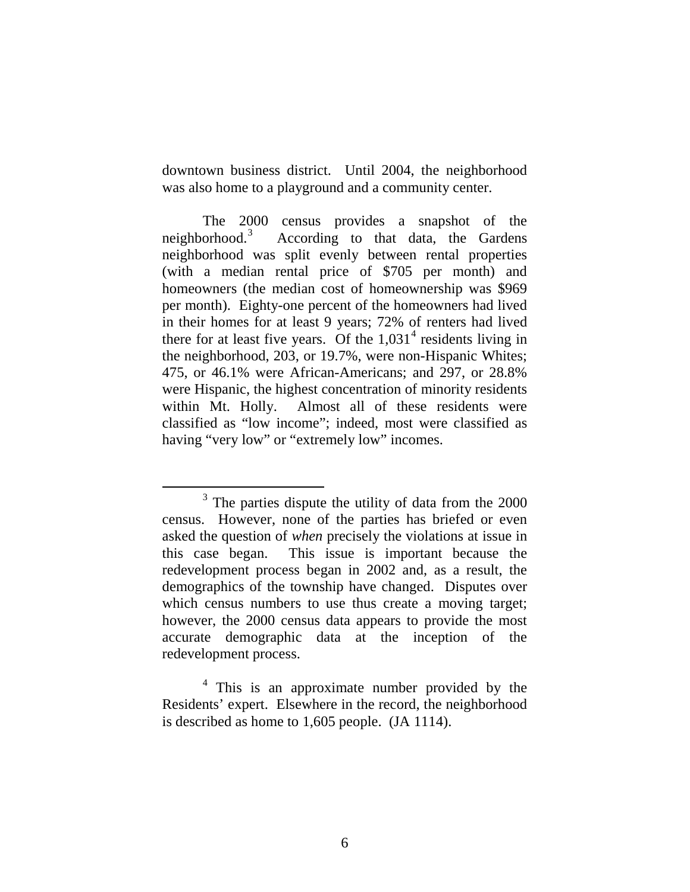downtown business district. Until 2004, the neighborhood was also home to a playground and a community center.

The 2000 census provides a snapshot of the neighborhood.[3] According to that data, the Gardens neighborhood was split evenly between rental properties (with a median rental price of $705 per month) and homeowners (the median cost of homeownership was $969 per month). Eighty-one percent of the homeowners had lived in their homes for at least 9 years; 72% of renters had lived there for at least five years. Of the 1,031[4] residents living in the neighborhood, 203, or 19.7%, were non-Hispanic Whites; 475, or 46.1% were African-Americans; and 297, or 28.8% were Hispanic, the highest concentration of minority residents within Mt. Holly. Almost all of these residents were classified as "low income"; indeed, most were classified as having "very low" or "extremely low" incomes.

---

[3] The parties dispute the utility of data from the 2000 census. However, none of the parties has briefed or even asked the question of *when* precisely the violations at issue in this case began. This issue is important because the redevelopment process began in 2002 and, as a result, the demographics of the township have changed. Disputes over which census numbers to use thus create a moving target; however, the 2000 census data appears to provide the most accurate demographic data at the inception of the redevelopment process.

[4] This is an approximate number provided by the Residents' expert. Elsewhere in the record, the neighborhood is described as home to 1,605 people. (JA 1114).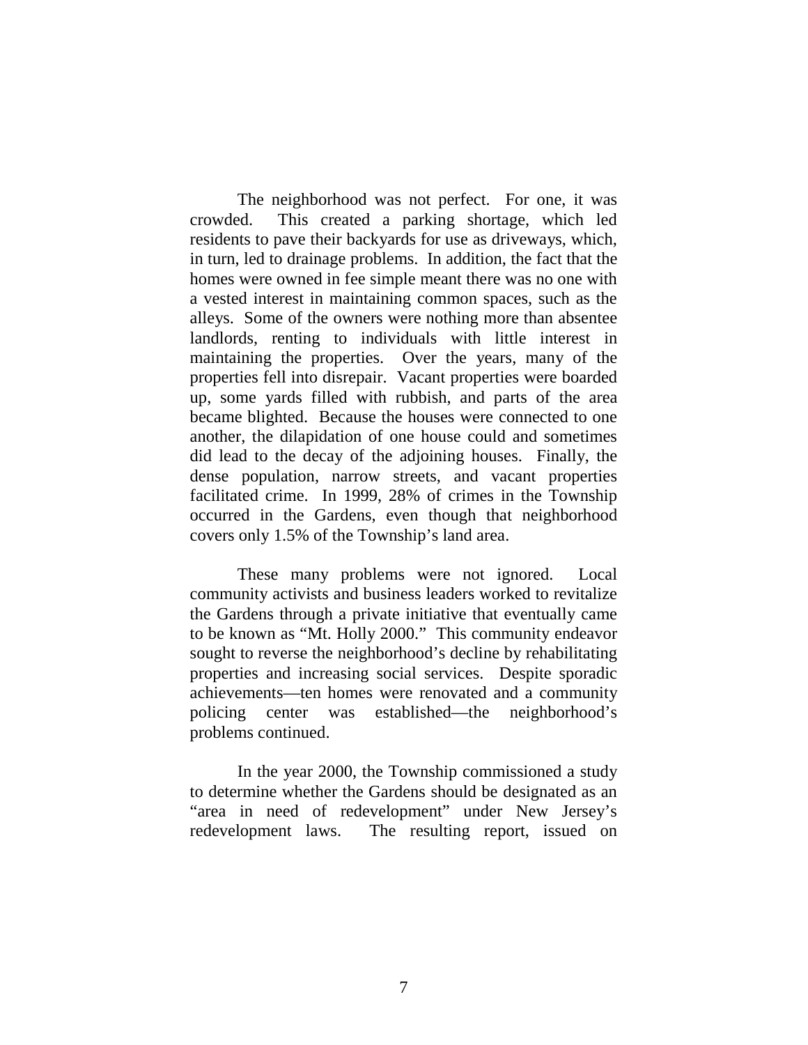The neighborhood was not perfect. For one, it was crowded. This created a parking shortage, which led residents to pave their backyards for use as driveways, which, in turn, led to drainage problems. In addition, the fact that the homes were owned in fee simple meant there was no one with a vested interest in maintaining common spaces, such as the alleys. Some of the owners were nothing more than absentee landlords, renting to individuals with little interest in maintaining the properties. Over the years, many of the properties fell into disrepair. Vacant properties were boarded up, some yards filled with rubbish, and parts of the area became blighted. Because the houses were connected to one another, the dilapidation of one house could and sometimes did lead to the decay of the adjoining houses. Finally, the dense population, narrow streets, and vacant properties facilitated crime. In 1999, 28% of crimes in the Township occurred in the Gardens, even though that neighborhood covers only 1.5% of the Township's land area.

These many problems were not ignored. Local community activists and business leaders worked to revitalize the Gardens through a private initiative that eventually came to be known as "Mt. Holly 2000." This community endeavor sought to reverse the neighborhood's decline by rehabilitating properties and increasing social services. Despite sporadic achievements—ten homes were renovated and a community policing center was established—the neighborhood's problems continued.

In the year 2000, the Township commissioned a study to determine whether the Gardens should be designated as an "area in need of redevelopment" under New Jersey's redevelopment laws. The resulting report, issued on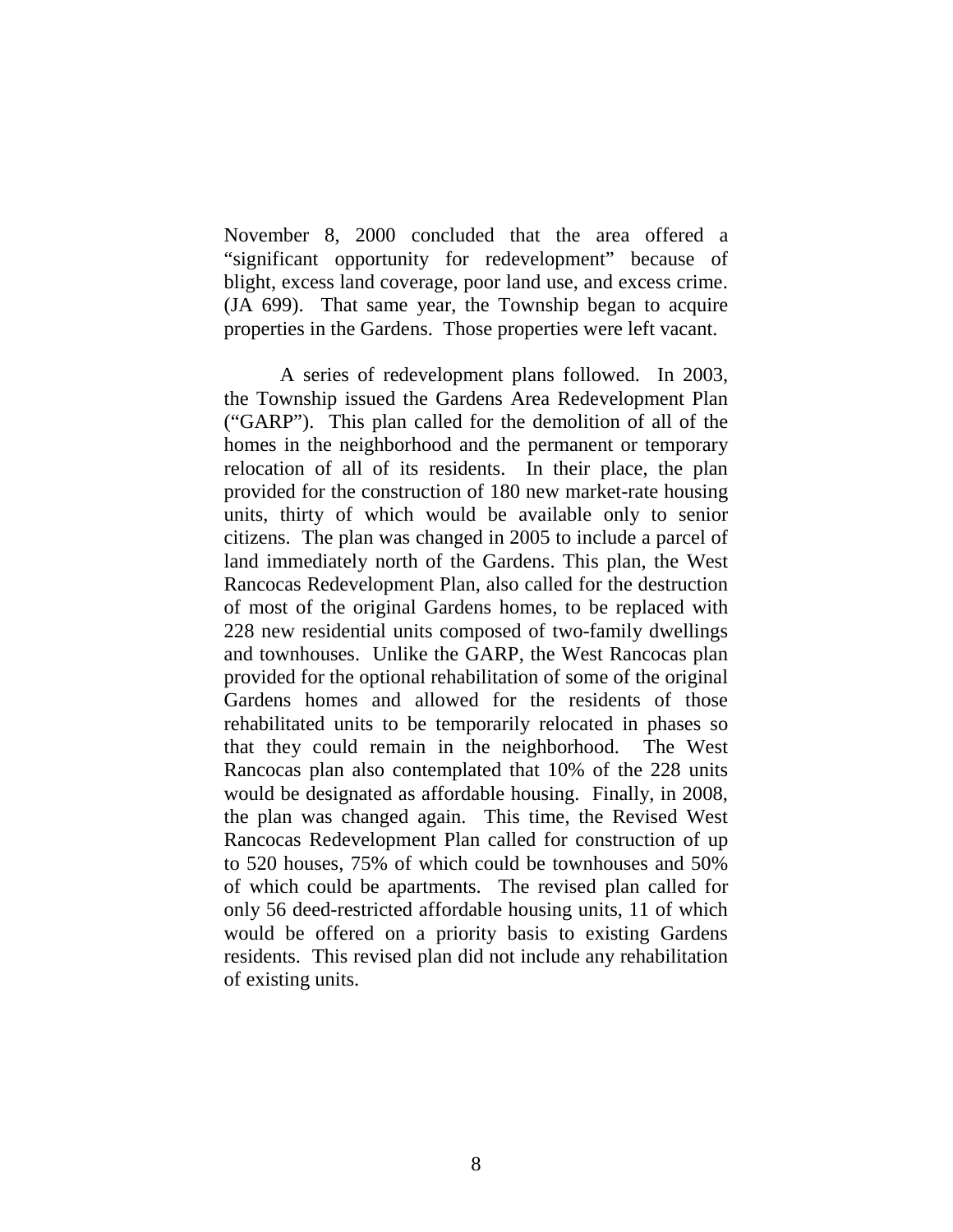November 8, 2000 concluded that the area offered a "significant opportunity for redevelopment" because of blight, excess land coverage, poor land use, and excess crime. (JA 699). That same year, the Township began to acquire properties in the Gardens. Those properties were left vacant.

A series of redevelopment plans followed. In 2003, the Township issued the Gardens Area Redevelopment Plan ("GARP"). This plan called for the demolition of all of the homes in the neighborhood and the permanent or temporary relocation of all of its residents. In their place, the plan provided for the construction of 180 new market-rate housing units, thirty of which would be available only to senior citizens. The plan was changed in 2005 to include a parcel of land immediately north of the Gardens. This plan, the West Rancocas Redevelopment Plan, also called for the destruction of most of the original Gardens homes, to be replaced with 228 new residential units composed of two-family dwellings and townhouses. Unlike the GARP, the West Rancocas plan provided for the optional rehabilitation of some of the original Gardens homes and allowed for the residents of those rehabilitated units to be temporarily relocated in phases so that they could remain in the neighborhood. The West Rancocas plan also contemplated that 10% of the 228 units would be designated as affordable housing. Finally, in 2008, the plan was changed again. This time, the Revised West Rancocas Redevelopment Plan called for construction of up to 520 houses, 75% of which could be townhouses and 50% of which could be apartments. The revised plan called for only 56 deed-restricted affordable housing units, 11 of which would be offered on a priority basis to existing Gardens residents. This revised plan did not include any rehabilitation of existing units.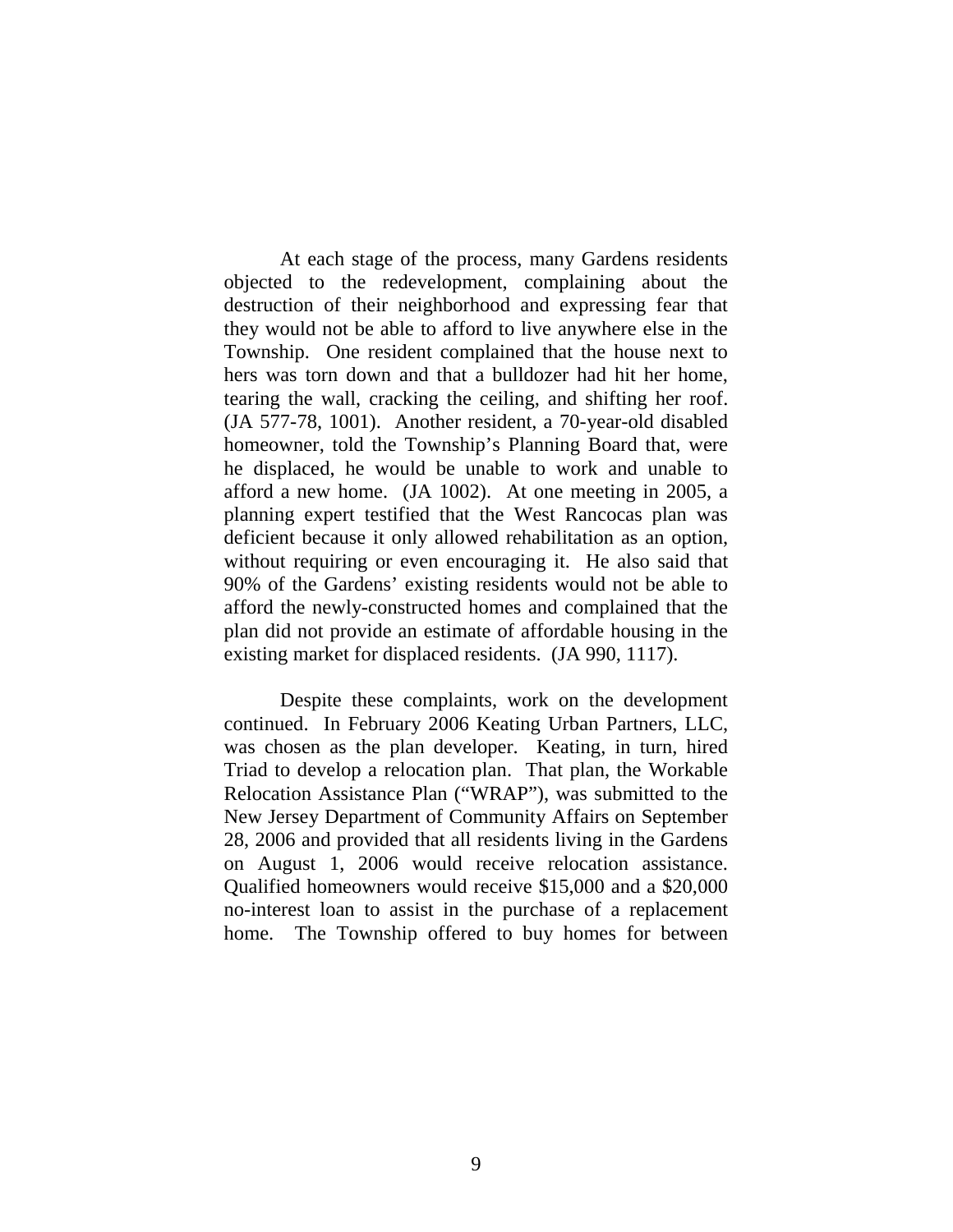At each stage of the process, many Gardens residents objected to the redevelopment, complaining about the destruction of their neighborhood and expressing fear that they would not be able to afford to live anywhere else in the Township. One resident complained that the house next to hers was torn down and that a bulldozer had hit her home, tearing the wall, cracking the ceiling, and shifting her roof. (JA 577-78, 1001). Another resident, a 70-year-old disabled homeowner, told the Township's Planning Board that, were he displaced, he would be unable to work and unable to afford a new home. (JA 1002). At one meeting in 2005, a planning expert testified that the West Rancocas plan was deficient because it only allowed rehabilitation as an option, without requiring or even encouraging it. He also said that 90% of the Gardens' existing residents would not be able to afford the newly-constructed homes and complained that the plan did not provide an estimate of affordable housing in the existing market for displaced residents. (JA 990, 1117).

Despite these complaints, work on the development continued. In February 2006 Keating Urban Partners, LLC, was chosen as the plan developer. Keating, in turn, hired Triad to develop a relocation plan. That plan, the Workable Relocation Assistance Plan ("WRAP"), was submitted to the New Jersey Department of Community Affairs on September 28, 2006 and provided that all residents living in the Gardens on August 1, 2006 would receive relocation assistance. Qualified homeowners would receive $15,000 and a $20,000 no-interest loan to assist in the purchase of a replacement home. The Township offered to buy homes for between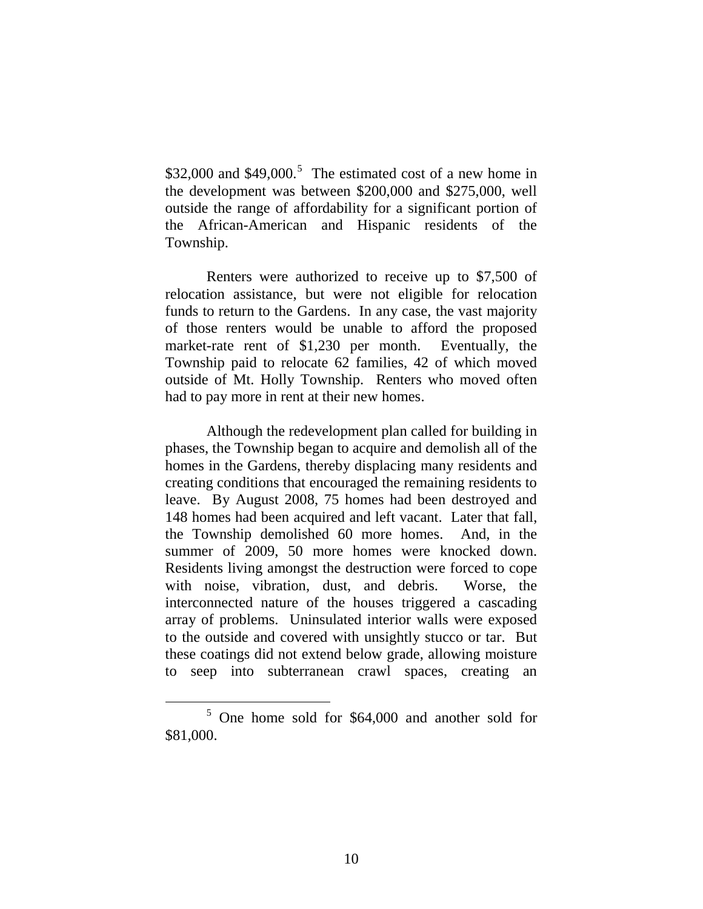\$32,000 and \$49,000.[5] The estimated cost of a new home in the development was between \$200,000 and \$275,000, well outside the range of affordability for a significant portion of the African-American and Hispanic residents of the Township.

Renters were authorized to receive up to \$7,500 of relocation assistance, but were not eligible for relocation funds to return to the Gardens. In any case, the vast majority of those renters would be unable to afford the proposed market-rate rent of \$1,230 per month. Eventually, the Township paid to relocate 62 families, 42 of which moved outside of Mt. Holly Township. Renters who moved often had to pay more in rent at their new homes.

Although the redevelopment plan called for building in phases, the Township began to acquire and demolish all of the homes in the Gardens, thereby displacing many residents and creating conditions that encouraged the remaining residents to leave. By August 2008, 75 homes had been destroyed and 148 homes had been acquired and left vacant. Later that fall, the Township demolished 60 more homes. And, in the summer of 2009, 50 more homes were knocked down. Residents living amongst the destruction were forced to cope with noise, vibration, dust, and debris. Worse, the interconnected nature of the houses triggered a cascading array of problems. Uninsulated interior walls were exposed to the outside and covered with unsightly stucco or tar. But these coatings did not extend below grade, allowing moisture to seep into subterranean crawl spaces, creating an

[5] One home sold for \$64,000 and another sold for \$81,000.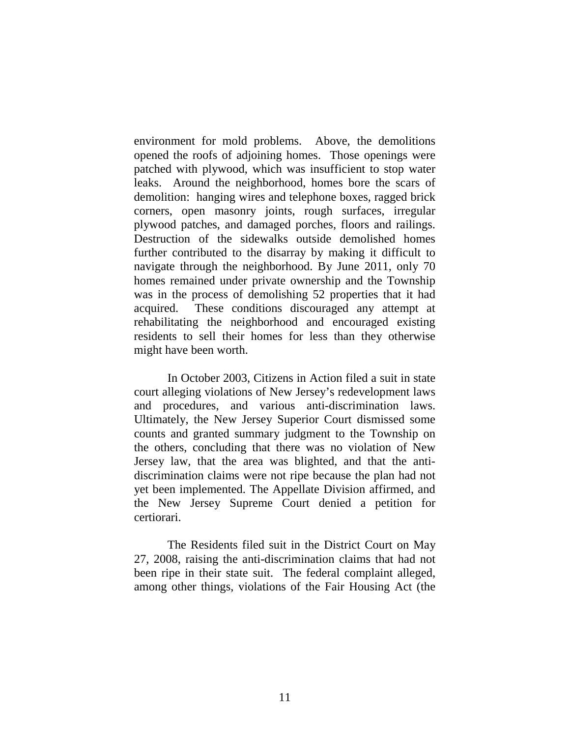environment for mold problems. Above, the demolitions opened the roofs of adjoining homes. Those openings were patched with plywood, which was insufficient to stop water leaks. Around the neighborhood, homes bore the scars of demolition: hanging wires and telephone boxes, ragged brick corners, open masonry joints, rough surfaces, irregular plywood patches, and damaged porches, floors and railings. Destruction of the sidewalks outside demolished homes further contributed to the disarray by making it difficult to navigate through the neighborhood. By June 2011, only 70 homes remained under private ownership and the Township was in the process of demolishing 52 properties that it had acquired. These conditions discouraged any attempt at rehabilitating the neighborhood and encouraged existing residents to sell their homes for less than they otherwise might have been worth.

In October 2003, Citizens in Action filed a suit in state court alleging violations of New Jersey's redevelopment laws and procedures, and various anti-discrimination laws. Ultimately, the New Jersey Superior Court dismissed some counts and granted summary judgment to the Township on the others, concluding that there was no violation of New Jersey law, that the area was blighted, and that the anti-discrimination claims were not ripe because the plan had not yet been implemented. The Appellate Division affirmed, and the New Jersey Supreme Court denied a petition for certiorari.

The Residents filed suit in the District Court on May 27, 2008, raising the anti-discrimination claims that had not been ripe in their state suit. The federal complaint alleged, among other things, violations of the Fair Housing Act (the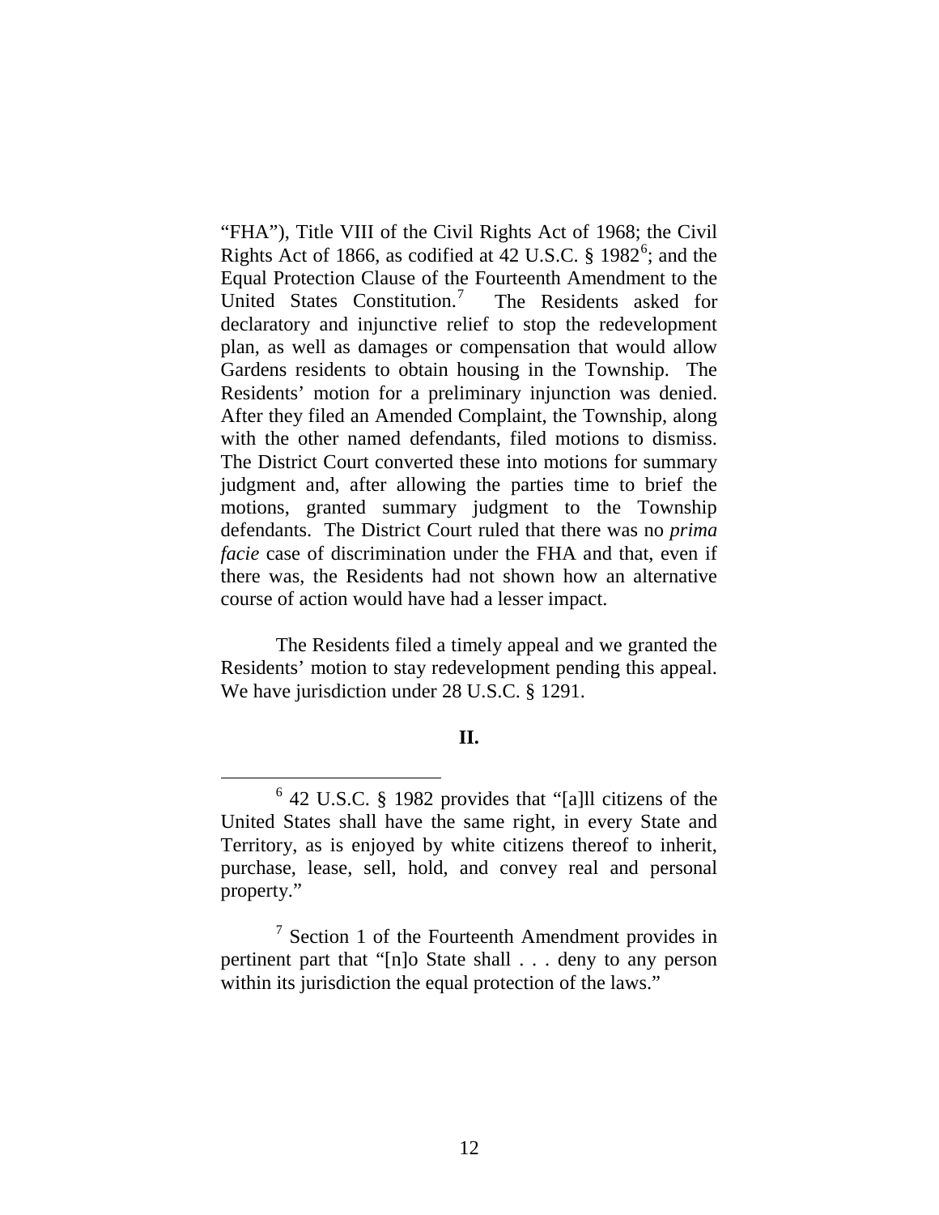"FHA"), Title VIII of the Civil Rights Act of 1968; the Civil Rights Act of 1866, as codified at 42 U.S.C. § 1982[6]; and the Equal Protection Clause of the Fourteenth Amendment to the United States Constitution.[7] The Residents asked for declaratory and injunctive relief to stop the redevelopment plan, as well as damages or compensation that would allow Gardens residents to obtain housing in the Township. The Residents' motion for a preliminary injunction was denied. After they filed an Amended Complaint, the Township, along with the other named defendants, filed motions to dismiss. The District Court converted these into motions for summary judgment and, after allowing the parties time to brief the motions, granted summary judgment to the Township defendants. The District Court ruled that there was no *prima facie* case of discrimination under the FHA and that, even if there was, the Residents had not shown how an alternative course of action would have had a lesser impact.

The Residents filed a timely appeal and we granted the Residents' motion to stay redevelopment pending this appeal. We have jurisdiction under 28 U.S.C. § 1291.

## II.

[6] 42 U.S.C. § 1982 provides that "[a]ll citizens of the United States shall have the same right, in every State and Territory, as is enjoyed by white citizens thereof to inherit, purchase, lease, sell, hold, and convey real and personal property."

[7] Section 1 of the Fourteenth Amendment provides in pertinent part that "[n]o State shall . . . deny to any person within its jurisdiction the equal protection of the laws."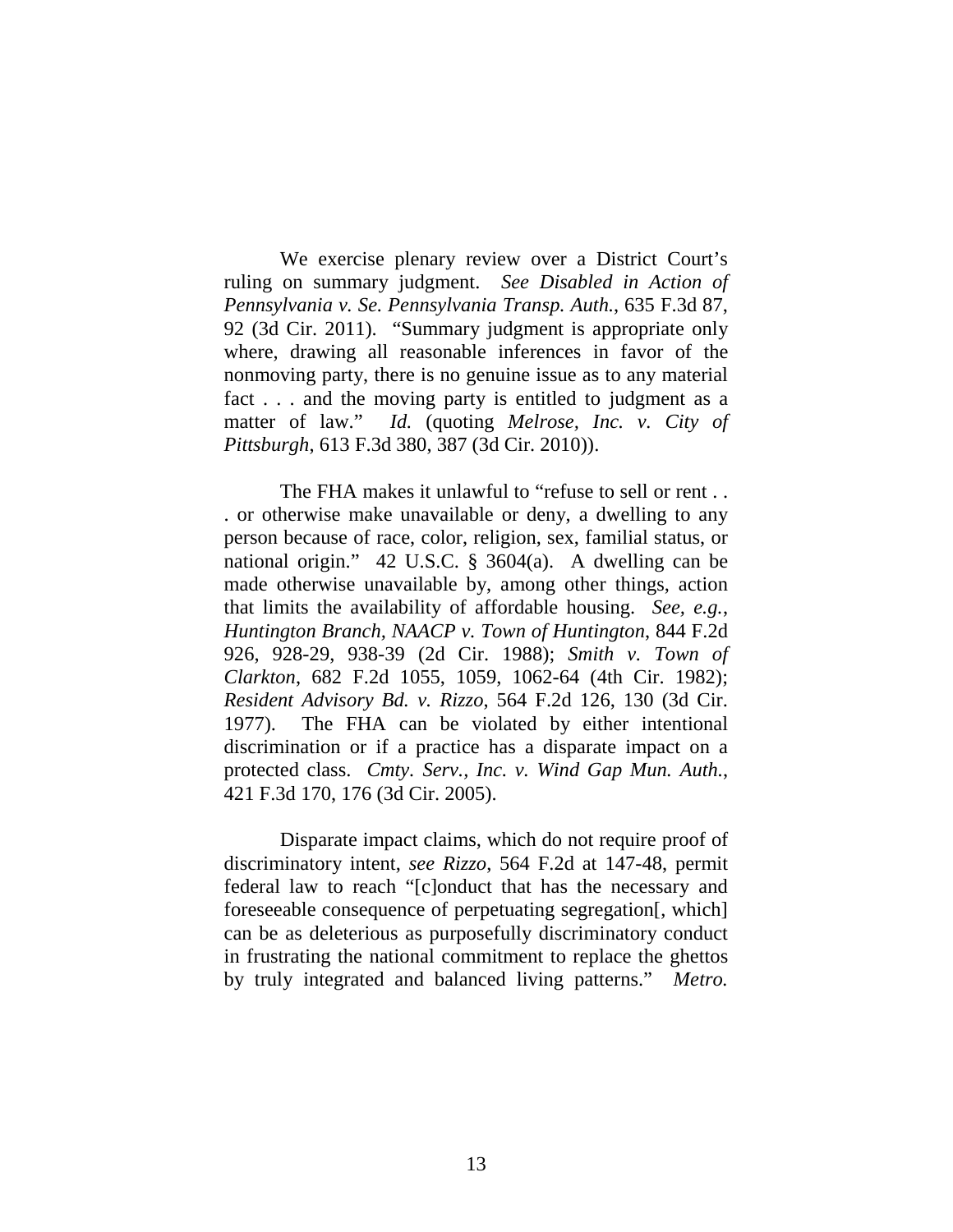We exercise plenary review over a District Court's ruling on summary judgment. *See Disabled in Action of Pennsylvania v. Se. Pennsylvania Transp. Auth.*, 635 F.3d 87, 92 (3d Cir. 2011). "Summary judgment is appropriate only where, drawing all reasonable inferences in favor of the nonmoving party, there is no genuine issue as to any material fact . . . and the moving party is entitled to judgment as a matter of law." *Id.* (quoting *Melrose, Inc. v. City of Pittsburgh*, 613 F.3d 380, 387 (3d Cir. 2010)).

The FHA makes it unlawful to "refuse to sell or rent . . . or otherwise make unavailable or deny, a dwelling to any person because of race, color, religion, sex, familial status, or national origin." 42 U.S.C. § 3604(a). A dwelling can be made otherwise unavailable by, among other things, action that limits the availability of affordable housing. *See, e.g.*, *Huntington Branch, NAACP v. Town of Huntington*, 844 F.2d 926, 928-29, 938-39 (2d Cir. 1988); *Smith v. Town of Clarkton*, 682 F.2d 1055, 1059, 1062-64 (4th Cir. 1982); *Resident Advisory Bd. v. Rizzo*, 564 F.2d 126, 130 (3d Cir. 1977). The FHA can be violated by either intentional discrimination or if a practice has a disparate impact on a protected class. *Cmty. Serv., Inc. v. Wind Gap Mun. Auth.*, 421 F.3d 170, 176 (3d Cir. 2005).

Disparate impact claims, which do not require proof of discriminatory intent, *see Rizzo*, 564 F.2d at 147-48, permit federal law to reach "[c]onduct that has the necessary and foreseeable consequence of perpetuating segregation[, which] can be as deleterious as purposefully discriminatory conduct in frustrating the national commitment to replace the ghettos by truly integrated and balanced living patterns." *Metro.*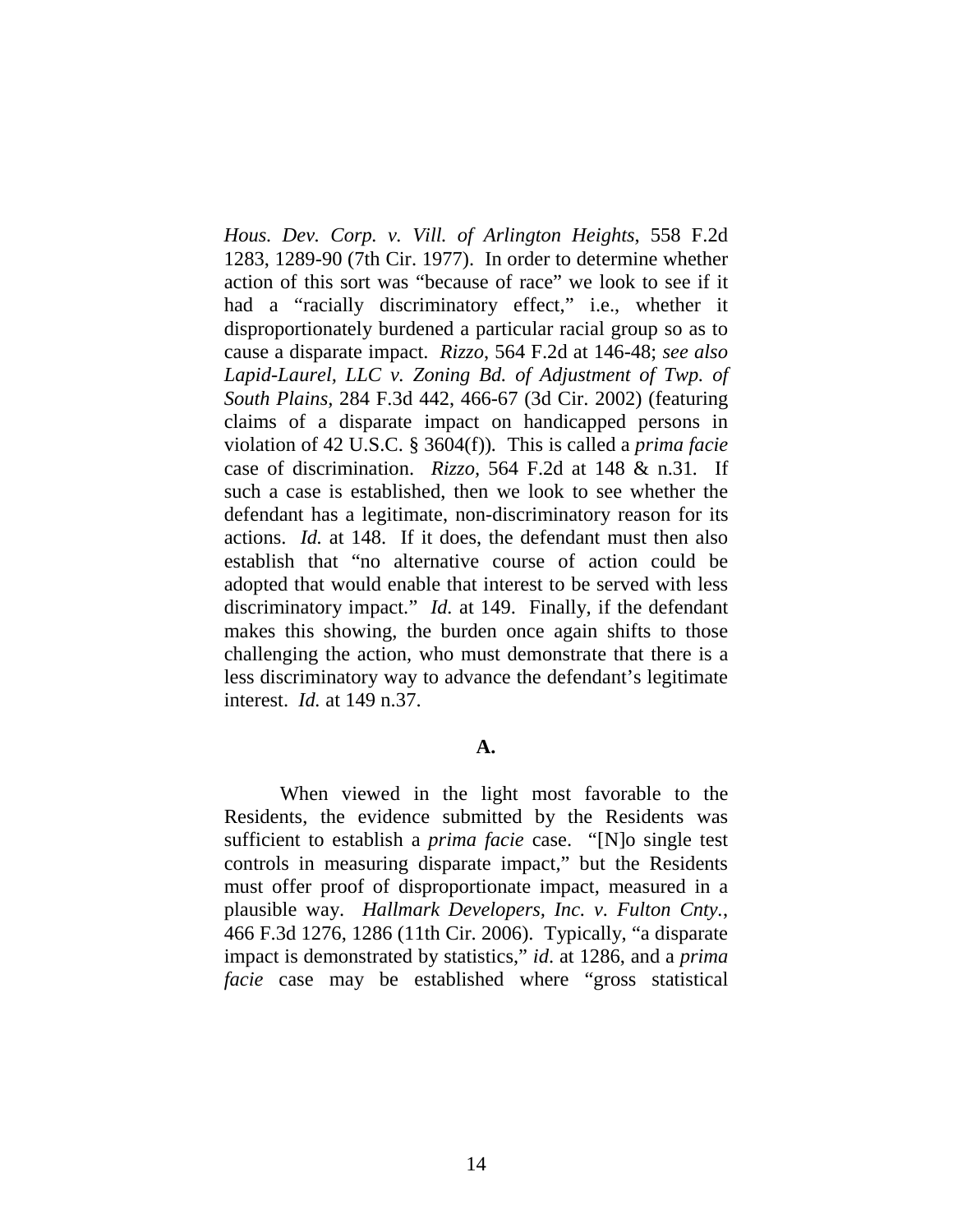*Hous. Dev. Corp. v. Vill. of Arlington Heights*, 558 F.2d 1283, 1289-90 (7th Cir. 1977). In order to determine whether action of this sort was "because of race" we look to see if it had a "racially discriminatory effect," i.e., whether it disproportionately burdened a particular racial group so as to cause a disparate impact. *Rizzo*, 564 F.2d at 146-48; *see also Lapid-Laurel, LLC v. Zoning Bd. of Adjustment of Twp. of South Plains*, 284 F.3d 442, 466-67 (3d Cir. 2002) (featuring claims of a disparate impact on handicapped persons in violation of 42 U.S.C. § 3604(f)). This is called a *prima facie* case of discrimination. *Rizzo*, 564 F.2d at 148 & n.31. If such a case is established, then we look to see whether the defendant has a legitimate, non-discriminatory reason for its actions. *Id.* at 148. If it does, the defendant must then also establish that "no alternative course of action could be adopted that would enable that interest to be served with less discriminatory impact." *Id.* at 149. Finally, if the defendant makes this showing, the burden once again shifts to those challenging the action, who must demonstrate that there is a less discriminatory way to advance the defendant's legitimate interest. *Id.* at 149 n.37.

**A.**

When viewed in the light most favorable to the Residents, the evidence submitted by the Residents was sufficient to establish a *prima facie* case. "[N]o single test controls in measuring disparate impact," but the Residents must offer proof of disproportionate impact, measured in a plausible way. *Hallmark Developers, Inc. v. Fulton Cnty.*, 466 F.3d 1276, 1286 (11th Cir. 2006). Typically, "a disparate impact is demonstrated by statistics," *id*. at 1286, and a *prima facie* case may be established where "gross statistical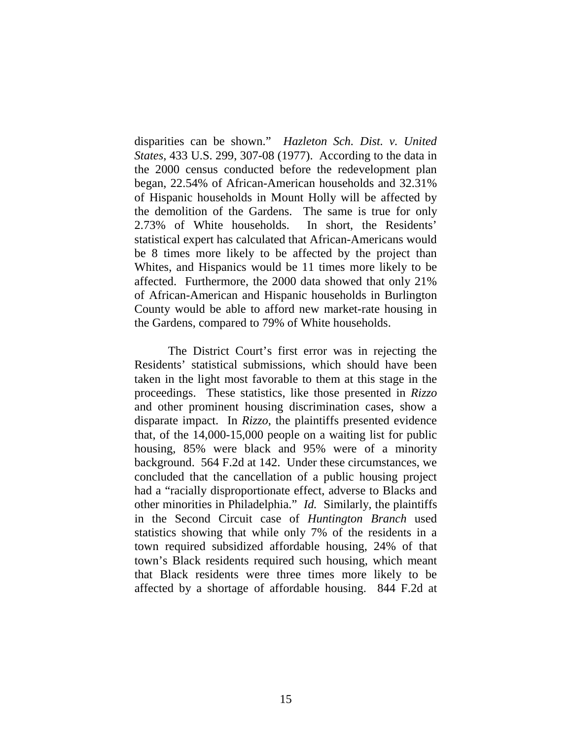disparities can be shown." *Hazleton Sch. Dist. v. United States*, 433 U.S. 299, 307-08 (1977). According to the data in the 2000 census conducted before the redevelopment plan began, 22.54% of African-American households and 32.31% of Hispanic households in Mount Holly will be affected by the demolition of the Gardens. The same is true for only 2.73% of White households. In short, the Residents' statistical expert has calculated that African-Americans would be 8 times more likely to be affected by the project than Whites, and Hispanics would be 11 times more likely to be affected. Furthermore, the 2000 data showed that only 21% of African-American and Hispanic households in Burlington County would be able to afford new market-rate housing in the Gardens, compared to 79% of White households.

The District Court's first error was in rejecting the Residents' statistical submissions, which should have been taken in the light most favorable to them at this stage in the proceedings. These statistics, like those presented in *Rizzo* and other prominent housing discrimination cases, show a disparate impact. In *Rizzo*, the plaintiffs presented evidence that, of the 14,000-15,000 people on a waiting list for public housing, 85% were black and 95% were of a minority background. 564 F.2d at 142. Under these circumstances, we concluded that the cancellation of a public housing project had a "racially disproportionate effect, adverse to Blacks and other minorities in Philadelphia." *Id.* Similarly, the plaintiffs in the Second Circuit case of *Huntington Branch* used statistics showing that while only 7% of the residents in a town required subsidized affordable housing, 24% of that town's Black residents required such housing, which meant that Black residents were three times more likely to be affected by a shortage of affordable housing. 844 F.2d at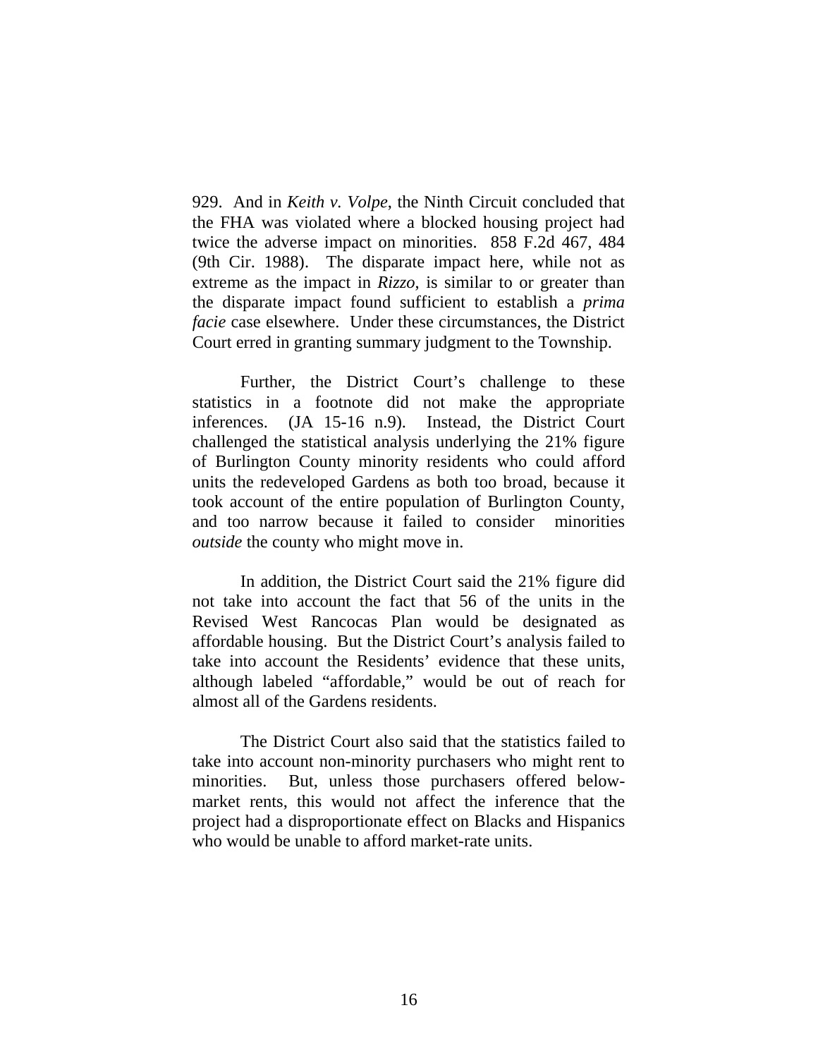929. And in *Keith v. Volpe*, the Ninth Circuit concluded that the FHA was violated where a blocked housing project had twice the adverse impact on minorities. 858 F.2d 467, 484 (9th Cir. 1988). The disparate impact here, while not as extreme as the impact in *Rizzo*, is similar to or greater than the disparate impact found sufficient to establish a *prima facie* case elsewhere. Under these circumstances, the District Court erred in granting summary judgment to the Township.

Further, the District Court's challenge to these statistics in a footnote did not make the appropriate inferences. (JA 15-16 n.9). Instead, the District Court challenged the statistical analysis underlying the 21% figure of Burlington County minority residents who could afford units the redeveloped Gardens as both too broad, because it took account of the entire population of Burlington County, and too narrow because it failed to consider minorities *outside* the county who might move in.

In addition, the District Court said the 21% figure did not take into account the fact that 56 of the units in the Revised West Rancocas Plan would be designated as affordable housing. But the District Court's analysis failed to take into account the Residents' evidence that these units, although labeled "affordable," would be out of reach for almost all of the Gardens residents.

The District Court also said that the statistics failed to take into account non-minority purchasers who might rent to minorities. But, unless those purchasers offered below-market rents, this would not affect the inference that the project had a disproportionate effect on Blacks and Hispanics who would be unable to afford market-rate units.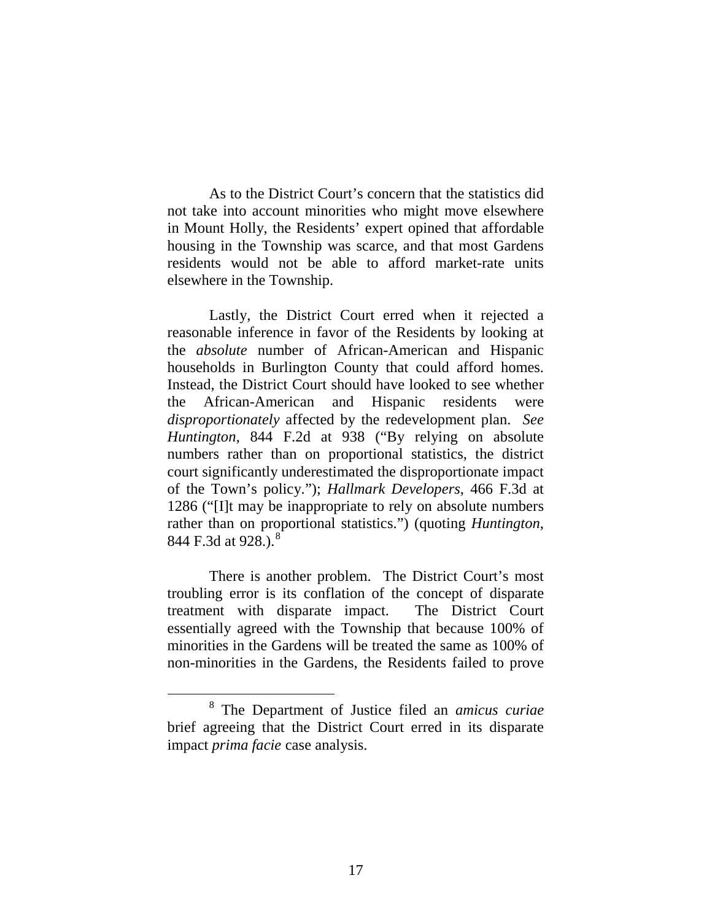As to the District Court's concern that the statistics did not take into account minorities who might move elsewhere in Mount Holly, the Residents' expert opined that affordable housing in the Township was scarce, and that most Gardens residents would not be able to afford market-rate units elsewhere in the Township.

Lastly, the District Court erred when it rejected a reasonable inference in favor of the Residents by looking at the *absolute* number of African-American and Hispanic households in Burlington County that could afford homes. Instead, the District Court should have looked to see whether the African-American and Hispanic residents were *disproportionately* affected by the redevelopment plan. *See Huntington*, 844 F.2d at 938 ("By relying on absolute numbers rather than on proportional statistics, the district court significantly underestimated the disproportionate impact of the Town's policy."); *Hallmark Developers*, 466 F.3d at 1286 ("[I]t may be inappropriate to rely on absolute numbers rather than on proportional statistics.") (quoting *Huntington*, 844 F.3d at 928.).[8]

There is another problem. The District Court's most troubling error is its conflation of the concept of disparate treatment with disparate impact. The District Court essentially agreed with the Township that because 100% of minorities in the Gardens will be treated the same as 100% of non-minorities in the Gardens, the Residents failed to prove

---

[8] The Department of Justice filed an *amicus curiae* brief agreeing that the District Court erred in its disparate impact *prima facie* case analysis.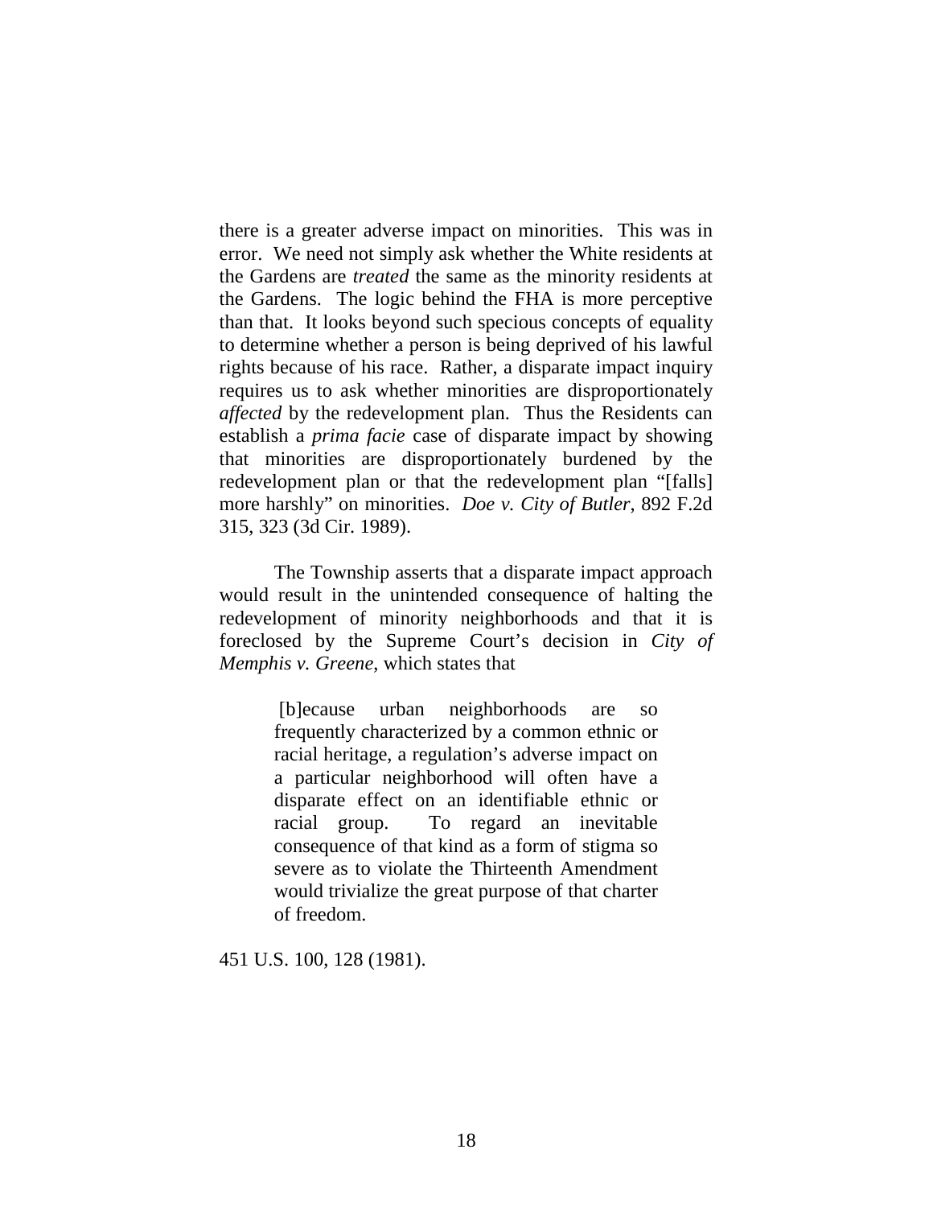there is a greater adverse impact on minorities. This was in error. We need not simply ask whether the White residents at the Gardens are *treated* the same as the minority residents at the Gardens. The logic behind the FHA is more perceptive than that. It looks beyond such specious concepts of equality to determine whether a person is being deprived of his lawful rights because of his race. Rather, a disparate impact inquiry requires us to ask whether minorities are disproportionately *affected* by the redevelopment plan. Thus the Residents can establish a *prima facie* case of disparate impact by showing that minorities are disproportionately burdened by the redevelopment plan or that the redevelopment plan "[falls] more harshly" on minorities. *Doe v. City of Butler*, 892 F.2d 315, 323 (3d Cir. 1989).

The Township asserts that a disparate impact approach would result in the unintended consequence of halting the redevelopment of minority neighborhoods and that it is foreclosed by the Supreme Court's decision in *City of Memphis v. Greene*, which states that

> [b]ecause urban neighborhoods are so frequently characterized by a common ethnic or racial heritage, a regulation's adverse impact on a particular neighborhood will often have a disparate effect on an identifiable ethnic or racial group. To regard an inevitable consequence of that kind as a form of stigma so severe as to violate the Thirteenth Amendment would trivialize the great purpose of that charter of freedom.

451 U.S. 100, 128 (1981).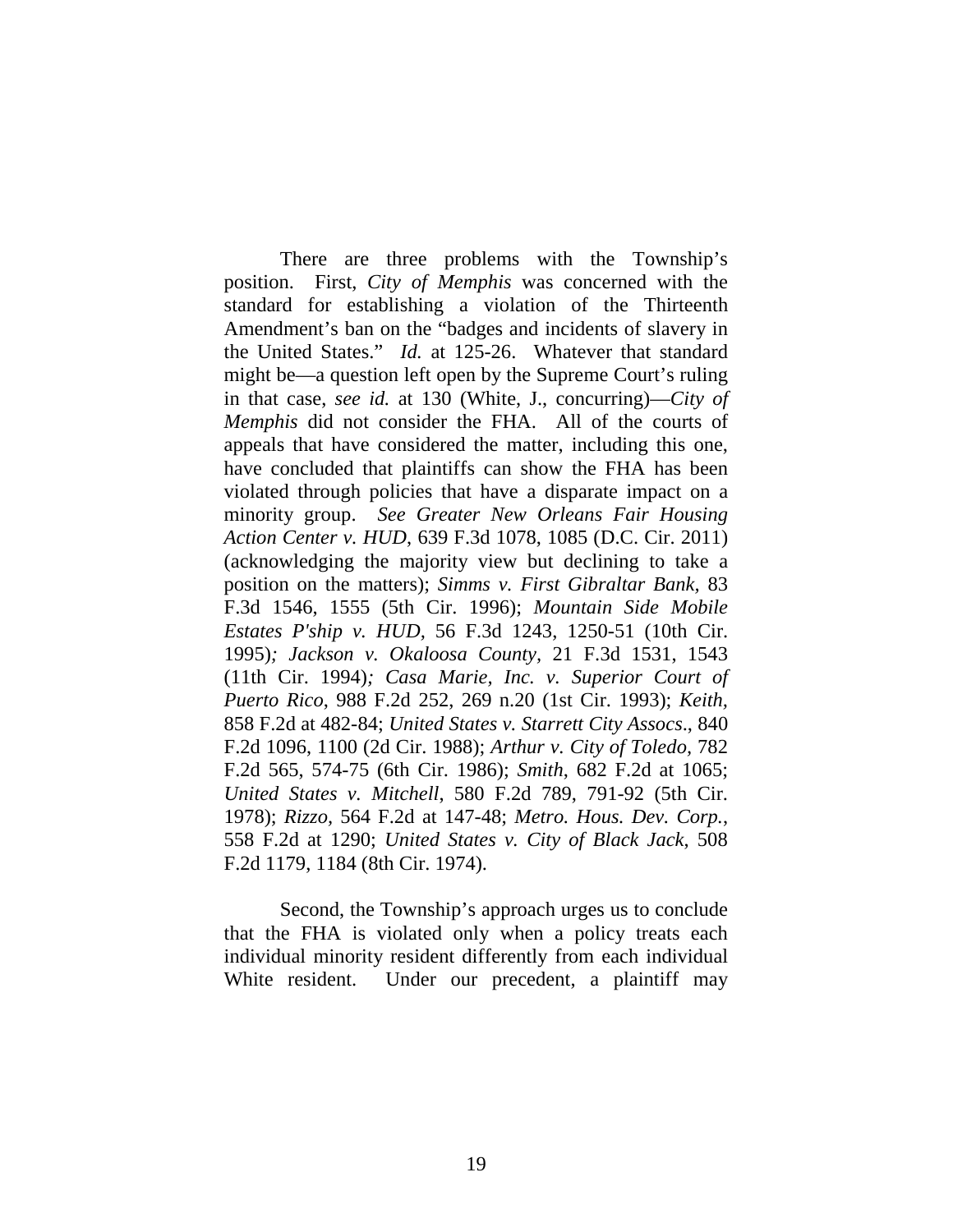There are three problems with the Township's position. First, *City of Memphis* was concerned with the standard for establishing a violation of the Thirteenth Amendment's ban on the "badges and incidents of slavery in the United States." *Id.* at 125-26. Whatever that standard might be—a question left open by the Supreme Court's ruling in that case, *see id.* at 130 (White, J., concurring)—*City of Memphis* did not consider the FHA. All of the courts of appeals that have considered the matter, including this one, have concluded that plaintiffs can show the FHA has been violated through policies that have a disparate impact on a minority group. *See Greater New Orleans Fair Housing Action Center v. HUD*, 639 F.3d 1078, 1085 (D.C. Cir. 2011) (acknowledging the majority view but declining to take a position on the matters); *Simms v. First Gibraltar Bank,* 83 F.3d 1546, 1555 (5th Cir. 1996); *Mountain Side Mobile Estates P'ship v. HUD,* 56 F.3d 1243, 1250-51 (10th Cir. 1995)*; Jackson v. Okaloosa County,* 21 F.3d 1531, 1543 (11th Cir. 1994)*; Casa Marie, Inc. v. Superior Court of Puerto Rico*, 988 F.2d 252, 269 n.20 (1st Cir. 1993); *Keith,* 858 F.2d at 482-84; *United States v. Starrett City Assocs*., 840 F.2d 1096, 1100 (2d Cir. 1988); *Arthur v. City of Toledo,* 782 F.2d 565, 574-75 (6th Cir. 1986); *Smith*, 682 F.2d at 1065; *United States v. Mitchell*, 580 F.2d 789, 791-92 (5th Cir. 1978); *Rizzo*, 564 F.2d at 147-48; *Metro. Hous. Dev. Corp.*, 558 F.2d at 1290; *United States v. City of Black Jack*, 508 F.2d 1179, 1184 (8th Cir. 1974).

Second, the Township's approach urges us to conclude that the FHA is violated only when a policy treats each individual minority resident differently from each individual White resident. Under our precedent, a plaintiff may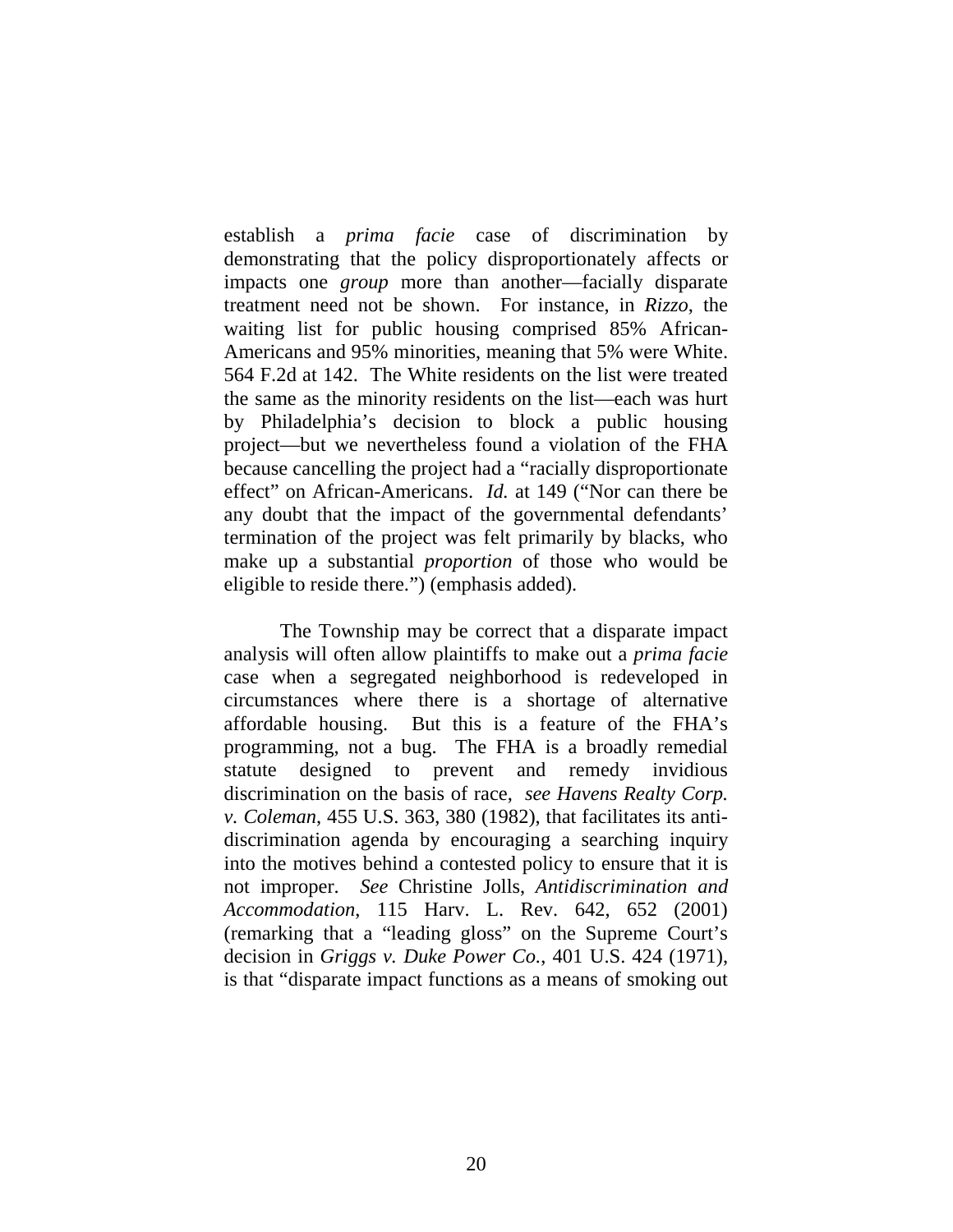establish a *prima facie* case of discrimination by demonstrating that the policy disproportionately affects or impacts one *group* more than another—facially disparate treatment need not be shown. For instance, in *Rizzo*, the waiting list for public housing comprised 85% African-Americans and 95% minorities, meaning that 5% were White. 564 F.2d at 142. The White residents on the list were treated the same as the minority residents on the list—each was hurt by Philadelphia's decision to block a public housing project—but we nevertheless found a violation of the FHA because cancelling the project had a "racially disproportionate effect" on African-Americans. *Id.* at 149 ("Nor can there be any doubt that the impact of the governmental defendants' termination of the project was felt primarily by blacks, who make up a substantial *proportion* of those who would be eligible to reside there.") (emphasis added).

The Township may be correct that a disparate impact analysis will often allow plaintiffs to make out a *prima facie* case when a segregated neighborhood is redeveloped in circumstances where there is a shortage of alternative affordable housing. But this is a feature of the FHA's programming, not a bug. The FHA is a broadly remedial statute designed to prevent and remedy invidious discrimination on the basis of race, *see Havens Realty Corp. v. Coleman*, 455 U.S. 363, 380 (1982), that facilitates its anti-discrimination agenda by encouraging a searching inquiry into the motives behind a contested policy to ensure that it is not improper. *See* Christine Jolls, *Antidiscrimination and Accommodation*, 115 Harv. L. Rev. 642, 652 (2001) (remarking that a "leading gloss" on the Supreme Court's decision in *Griggs v. Duke Power Co.*, 401 U.S. 424 (1971), is that "disparate impact functions as a means of smoking out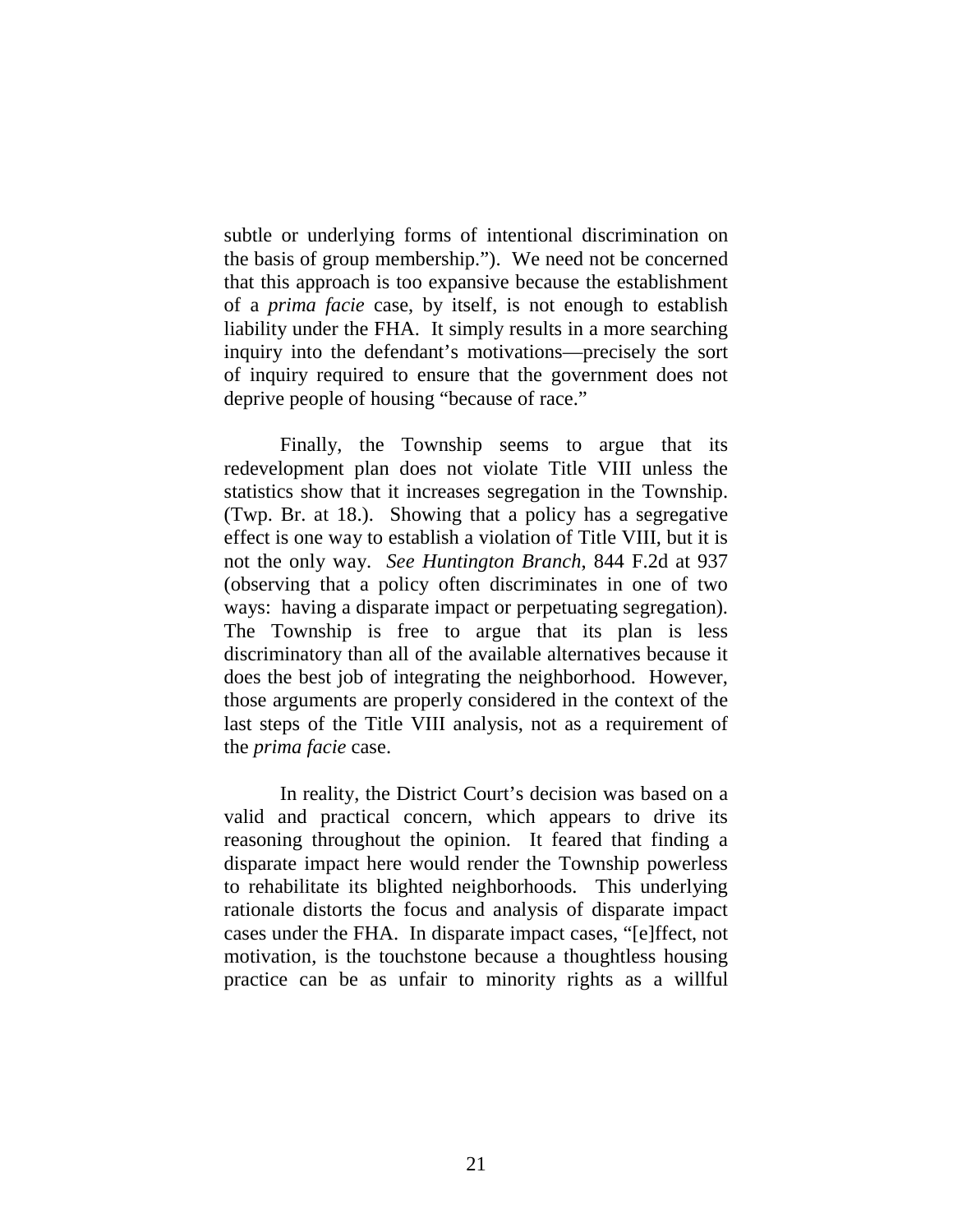subtle or underlying forms of intentional discrimination on the basis of group membership."). We need not be concerned that this approach is too expansive because the establishment of a *prima facie* case, by itself, is not enough to establish liability under the FHA. It simply results in a more searching inquiry into the defendant's motivations—precisely the sort of inquiry required to ensure that the government does not deprive people of housing "because of race."

Finally, the Township seems to argue that its redevelopment plan does not violate Title VIII unless the statistics show that it increases segregation in the Township. (Twp. Br. at 18.). Showing that a policy has a segregative effect is one way to establish a violation of Title VIII, but it is not the only way. *See Huntington Branch*, 844 F.2d at 937 (observing that a policy often discriminates in one of two ways: having a disparate impact or perpetuating segregation). The Township is free to argue that its plan is less discriminatory than all of the available alternatives because it does the best job of integrating the neighborhood. However, those arguments are properly considered in the context of the last steps of the Title VIII analysis, not as a requirement of the *prima facie* case.

In reality, the District Court's decision was based on a valid and practical concern, which appears to drive its reasoning throughout the opinion. It feared that finding a disparate impact here would render the Township powerless to rehabilitate its blighted neighborhoods. This underlying rationale distorts the focus and analysis of disparate impact cases under the FHA. In disparate impact cases, "[e]ffect, not motivation, is the touchstone because a thoughtless housing practice can be as unfair to minority rights as a willful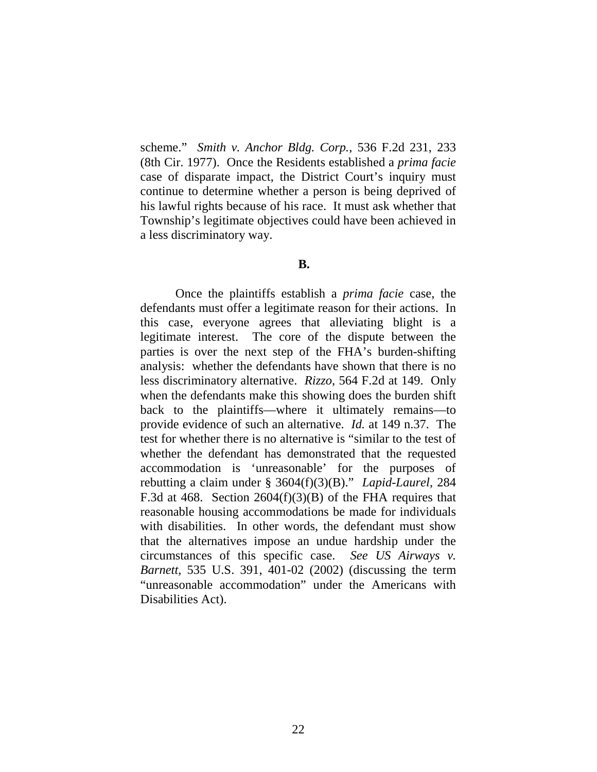scheme." *Smith v. Anchor Bldg. Corp.*, 536 F.2d 231, 233 (8th Cir. 1977). Once the Residents established a *prima facie* case of disparate impact, the District Court's inquiry must continue to determine whether a person is being deprived of his lawful rights because of his race. It must ask whether that Township's legitimate objectives could have been achieved in a less discriminatory way.

**B.**

Once the plaintiffs establish a *prima facie* case, the defendants must offer a legitimate reason for their actions. In this case, everyone agrees that alleviating blight is a legitimate interest. The core of the dispute between the parties is over the next step of the FHA's burden-shifting analysis: whether the defendants have shown that there is no less discriminatory alternative. *Rizzo*, 564 F.2d at 149. Only when the defendants make this showing does the burden shift back to the plaintiffs—where it ultimately remains—to provide evidence of such an alternative. *Id.* at 149 n.37. The test for whether there is no alternative is "similar to the test of whether the defendant has demonstrated that the requested accommodation is 'unreasonable' for the purposes of rebutting a claim under § 3604(f)(3)(B)." *Lapid-Laurel*, 284 F.3d at 468. Section 2604(f)(3)(B) of the FHA requires that reasonable housing accommodations be made for individuals with disabilities. In other words, the defendant must show that the alternatives impose an undue hardship under the circumstances of this specific case. *See US Airways v. Barnett*, 535 U.S. 391, 401-02 (2002) (discussing the term "unreasonable accommodation" under the Americans with Disabilities Act).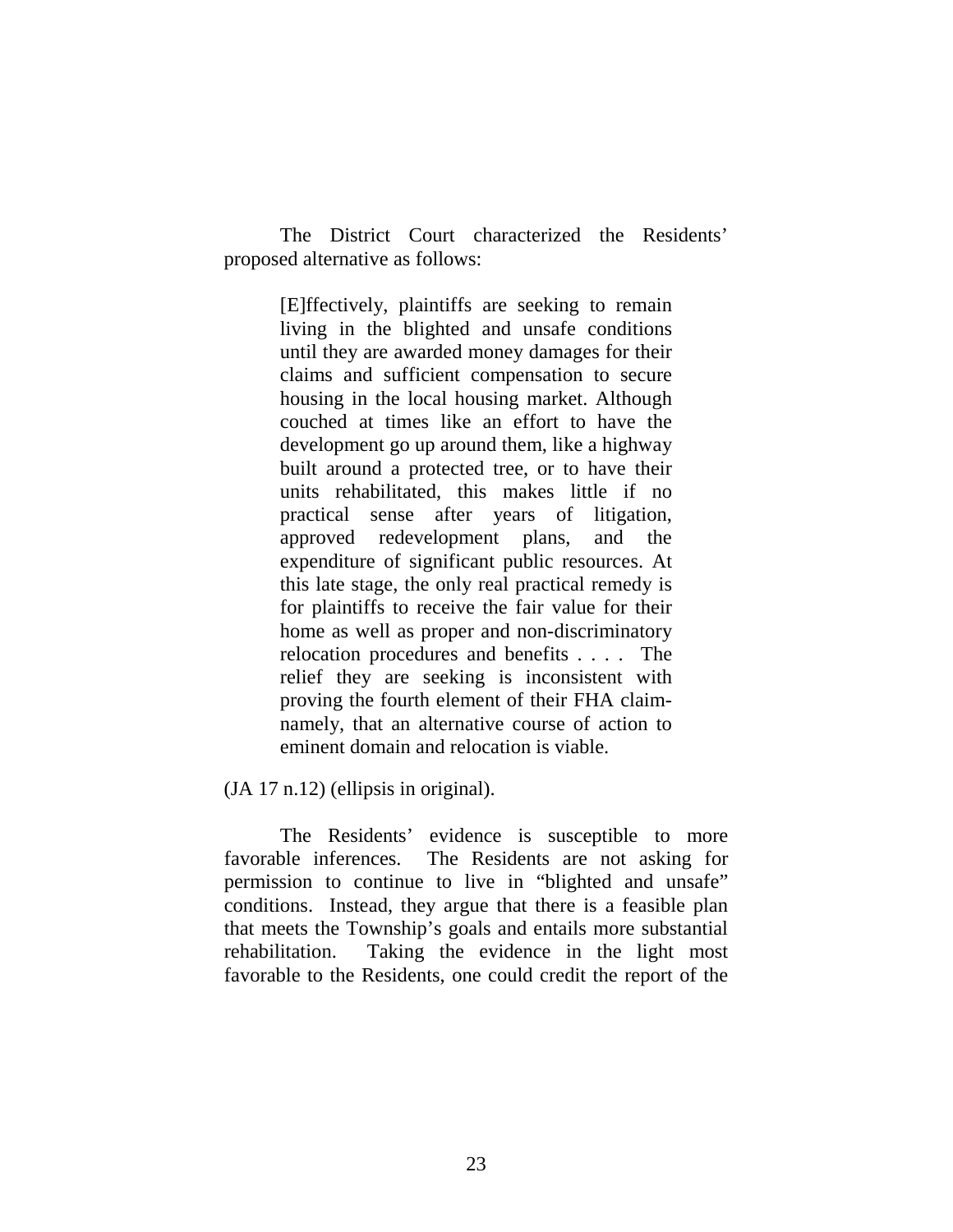The District Court characterized the Residents' proposed alternative as follows:

> [E]ffectively, plaintiffs are seeking to remain living in the blighted and unsafe conditions until they are awarded money damages for their claims and sufficient compensation to secure housing in the local housing market. Although couched at times like an effort to have the development go up around them, like a highway built around a protected tree, or to have their units rehabilitated, this makes little if no practical sense after years of litigation, approved redevelopment plans, and the expenditure of significant public resources. At this late stage, the only real practical remedy is for plaintiffs to receive the fair value for their home as well as proper and non-discriminatory relocation procedures and benefits . . . . The relief they are seeking is inconsistent with proving the fourth element of their FHA claim-namely, that an alternative course of action to eminent domain and relocation is viable.

(JA 17 n.12) (ellipsis in original).

The Residents' evidence is susceptible to more favorable inferences. The Residents are not asking for permission to continue to live in "blighted and unsafe" conditions. Instead, they argue that there is a feasible plan that meets the Township's goals and entails more substantial rehabilitation. Taking the evidence in the light most favorable to the Residents, one could credit the report of the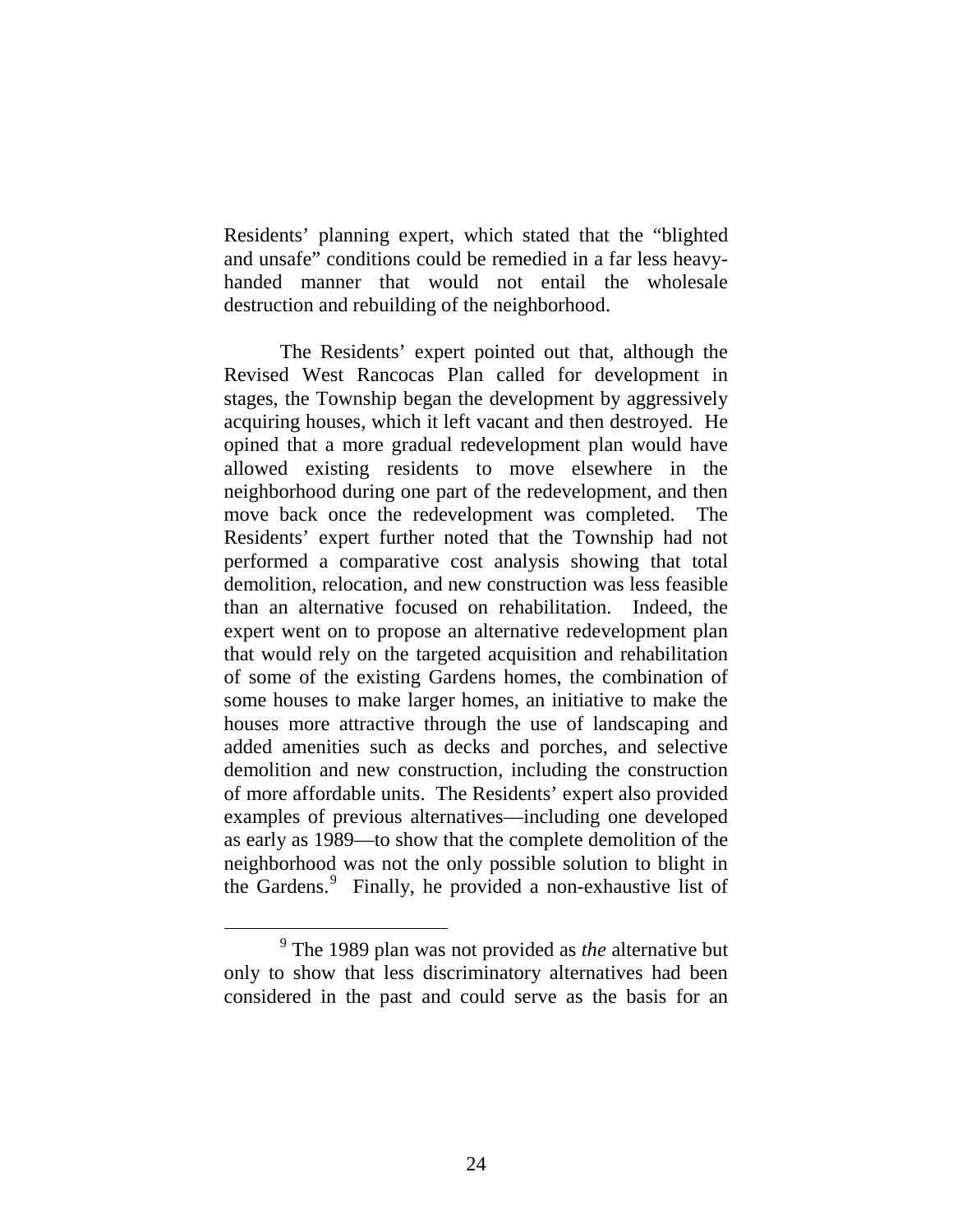Residents' planning expert, which stated that the "blighted and unsafe" conditions could be remedied in a far less heavy-handed manner that would not entail the wholesale destruction and rebuilding of the neighborhood.

The Residents' expert pointed out that, although the Revised West Rancocas Plan called for development in stages, the Township began the development by aggressively acquiring houses, which it left vacant and then destroyed. He opined that a more gradual redevelopment plan would have allowed existing residents to move elsewhere in the neighborhood during one part of the redevelopment, and then move back once the redevelopment was completed. The Residents' expert further noted that the Township had not performed a comparative cost analysis showing that total demolition, relocation, and new construction was less feasible than an alternative focused on rehabilitation. Indeed, the expert went on to propose an alternative redevelopment plan that would rely on the targeted acquisition and rehabilitation of some of the existing Gardens homes, the combination of some houses to make larger homes, an initiative to make the houses more attractive through the use of landscaping and added amenities such as decks and porches, and selective demolition and new construction, including the construction of more affordable units. The Residents' expert also provided examples of previous alternatives—including one developed as early as 1989—to show that the complete demolition of the neighborhood was not the only possible solution to blight in the Gardens.[9] Finally, he provided a non-exhaustive list of

[9] The 1989 plan was not provided as *the* alternative but only to show that less discriminatory alternatives had been considered in the past and could serve as the basis for an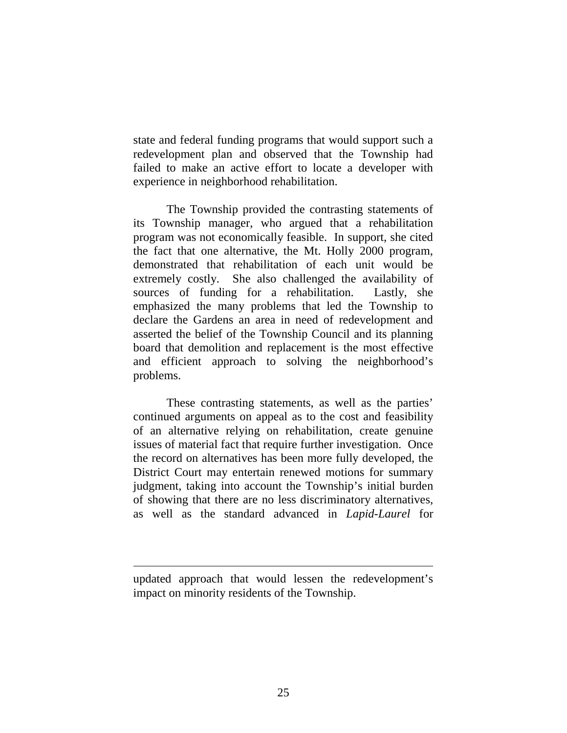state and federal funding programs that would support such a redevelopment plan and observed that the Township had failed to make an active effort to locate a developer with experience in neighborhood rehabilitation.

The Township provided the contrasting statements of its Township manager, who argued that a rehabilitation program was not economically feasible. In support, she cited the fact that one alternative, the Mt. Holly 2000 program, demonstrated that rehabilitation of each unit would be extremely costly. She also challenged the availability of sources of funding for a rehabilitation. Lastly, she emphasized the many problems that led the Township to declare the Gardens an area in need of redevelopment and asserted the belief of the Township Council and its planning board that demolition and replacement is the most effective and efficient approach to solving the neighborhood's problems.

These contrasting statements, as well as the parties' continued arguments on appeal as to the cost and feasibility of an alternative relying on rehabilitation, create genuine issues of material fact that require further investigation. Once the record on alternatives has been more fully developed, the District Court may entertain renewed motions for summary judgment, taking into account the Township's initial burden of showing that there are no less discriminatory alternatives, as well as the standard advanced in *Lapid-Laurel* for

---

updated approach that would lessen the redevelopment's impact on minority residents of the Township.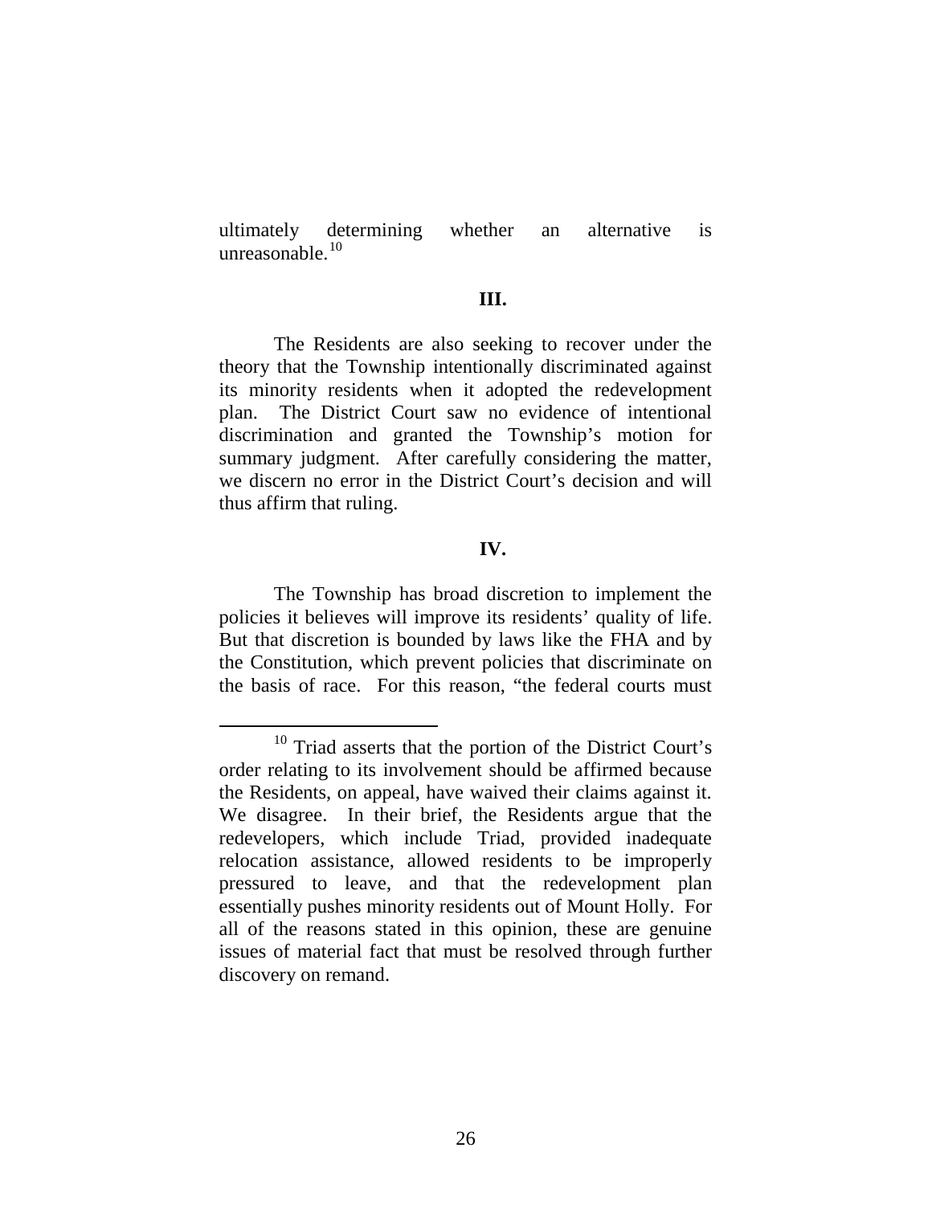ultimately determining whether an alternative is unreasonable.[10]

## III.

The Residents are also seeking to recover under the theory that the Township intentionally discriminated against its minority residents when it adopted the redevelopment plan. The District Court saw no evidence of intentional discrimination and granted the Township's motion for summary judgment. After carefully considering the matter, we discern no error in the District Court's decision and will thus affirm that ruling.

## IV.

The Township has broad discretion to implement the policies it believes will improve its residents' quality of life. But that discretion is bounded by laws like the FHA and by the Constitution, which prevent policies that discriminate on the basis of race. For this reason, "the federal courts must

---

[10] Triad asserts that the portion of the District Court's order relating to its involvement should be affirmed because the Residents, on appeal, have waived their claims against it. We disagree. In their brief, the Residents argue that the redevelopers, which include Triad, provided inadequate relocation assistance, allowed residents to be improperly pressured to leave, and that the redevelopment plan essentially pushes minority residents out of Mount Holly. For all of the reasons stated in this opinion, these are genuine issues of material fact that must be resolved through further discovery on remand.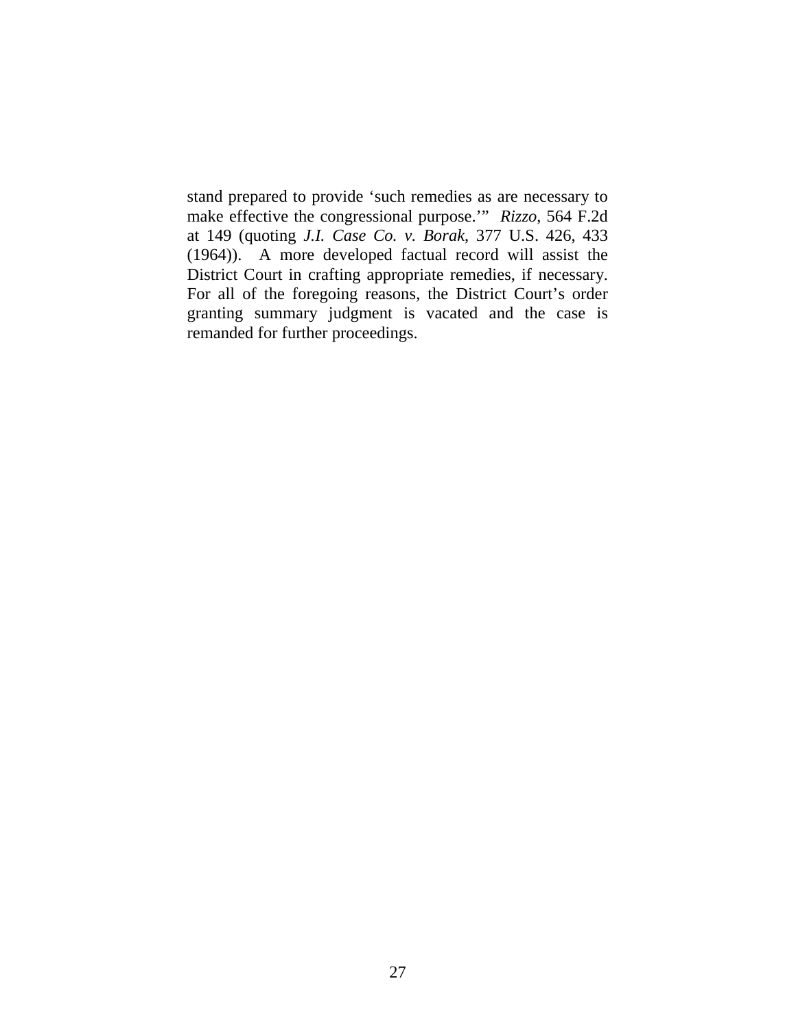stand prepared to provide 'such remedies as are necessary to make effective the congressional purpose.'" *Rizzo*, 564 F.2d at 149 (quoting *J.I. Case Co. v. Borak*, 377 U.S. 426, 433 (1964)). A more developed factual record will assist the District Court in crafting appropriate remedies, if necessary. For all of the foregoing reasons, the District Court's order granting summary judgment is vacated and the case is remanded for further proceedings.